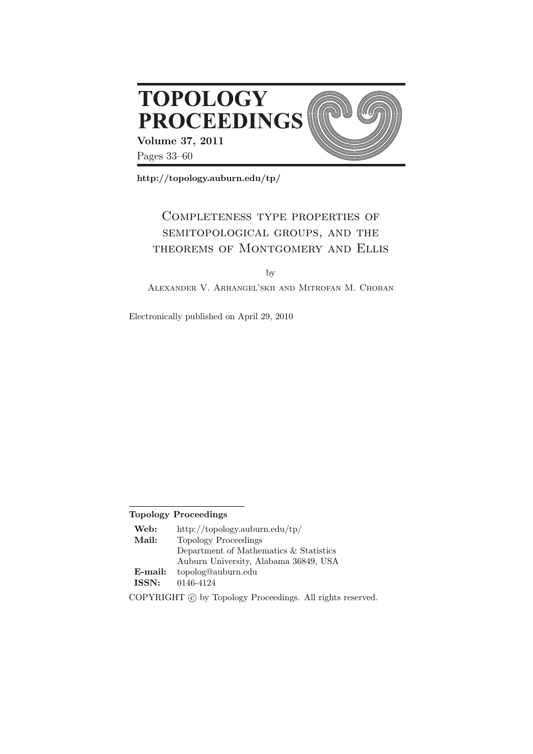# TOPOLOGY PROCEEDINGS

**Volume 37, 2011**

Pages 33–60

**http://topology.auburn.edu/tp/**

## Completeness type properties of semitopological groups, and the theorems of Montgomery and Ellis

by

Alexander V. Arhangel'skii and Mitrofan M. Choban

Electronically published on April 29, 2010

**Topology Proceedings**

| | |
|---|---|
| **Web:** | http://topology.auburn.edu/tp/ |
| **Mail:** | Topology Proceedings |
| | Department of Mathematics & Statistics |
| | Auburn University, Alabama 36849, USA |
| **E-mail:** | topolog@auburn.edu |
| **ISSN:** | 0146-4124 |

COPYRIGHT © by Topology Proceedings. All rights reserved.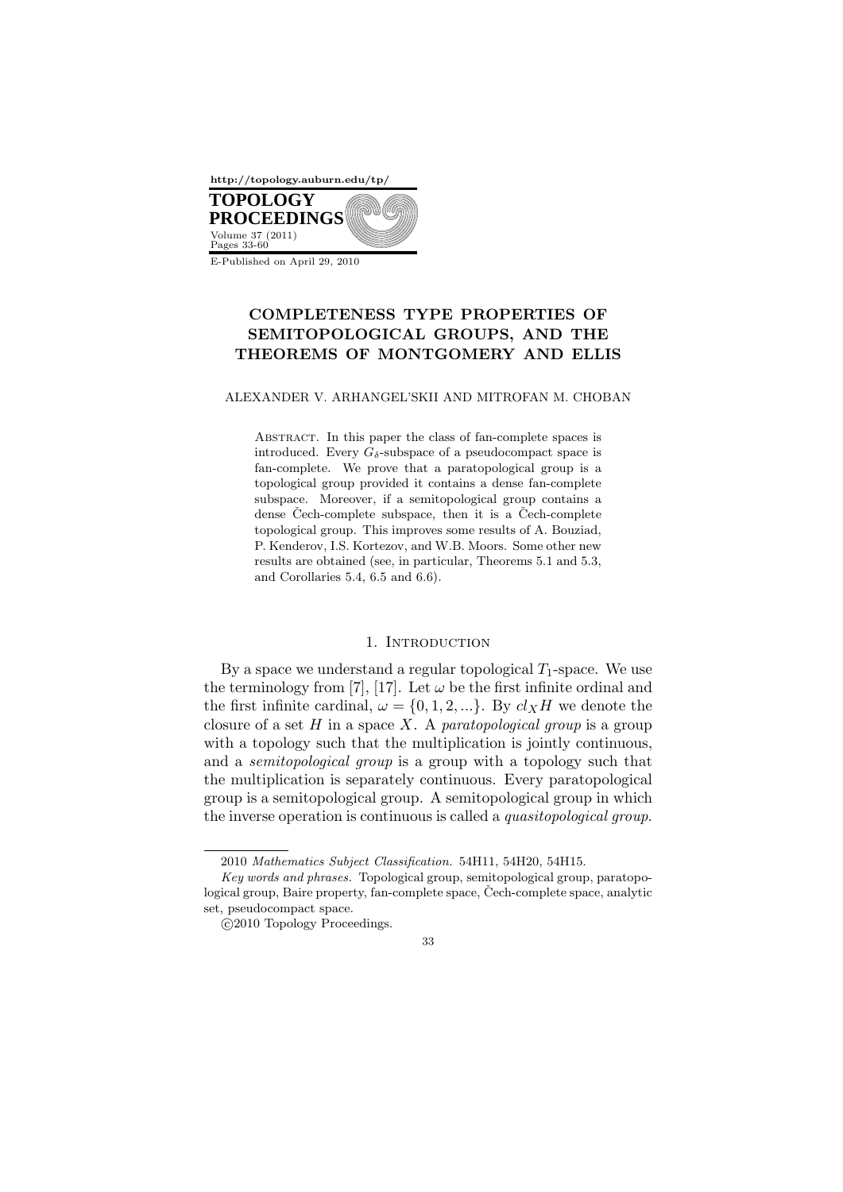http://topology.auburn.edu/tp/

**TOPOLOGY PROCEEDINGS**
Volume 37 (2011)
Pages 33-60

E-Published on April 29, 2010

# COMPLETENESS TYPE PROPERTIES OF SEMITOPOLOGICAL GROUPS, AND THE THEOREMS OF MONTGOMERY AND ELLIS

ALEXANDER V. ARHANGEL'SKII AND MITROFAN M. CHOBAN

Abstract. In this paper the class of fan-complete spaces is introduced. Every $G_\delta$-subspace of a pseudocompact space is fan-complete. We prove that a paratopological group is a topological group provided it contains a dense fan-complete subspace. Moreover, if a semitopological group contains a dense Čech-complete subspace, then it is a Čech-complete topological group. This improves some results of A. Bouziad, P. Kenderov, I.S. Kortezov, and W.B. Moors. Some other new results are obtained (see, in particular, Theorems 5.1 and 5.3, and Corollaries 5.4, 6.5 and 6.6).

## 1. Introduction

By a space we understand a regular topological $T_1$-space. We use the terminology from [7], [17]. Let $\omega$ be the first infinite ordinal and the first infinite cardinal, $\omega = \{0, 1, 2, ...\}$. By $cl_X H$ we denote the closure of a set $H$ in a space $X$. A *paratopological group* is a group with a topology such that the multiplication is jointly continuous, and a *semitopological group* is a group with a topology such that the multiplication is separately continuous. Every paratopological group is a semitopological group. A semitopological group in which the inverse operation is continuous is called a *quasitopological group*.

---

2010 *Mathematics Subject Classification.* 54H11, 54H20, 54H15.

*Key words and phrases.* Topological group, semitopological group, paratopological group, Baire property, fan-complete space, Čech-complete space, analytic set, pseudocompact space.

©2010 Topology Proceedings.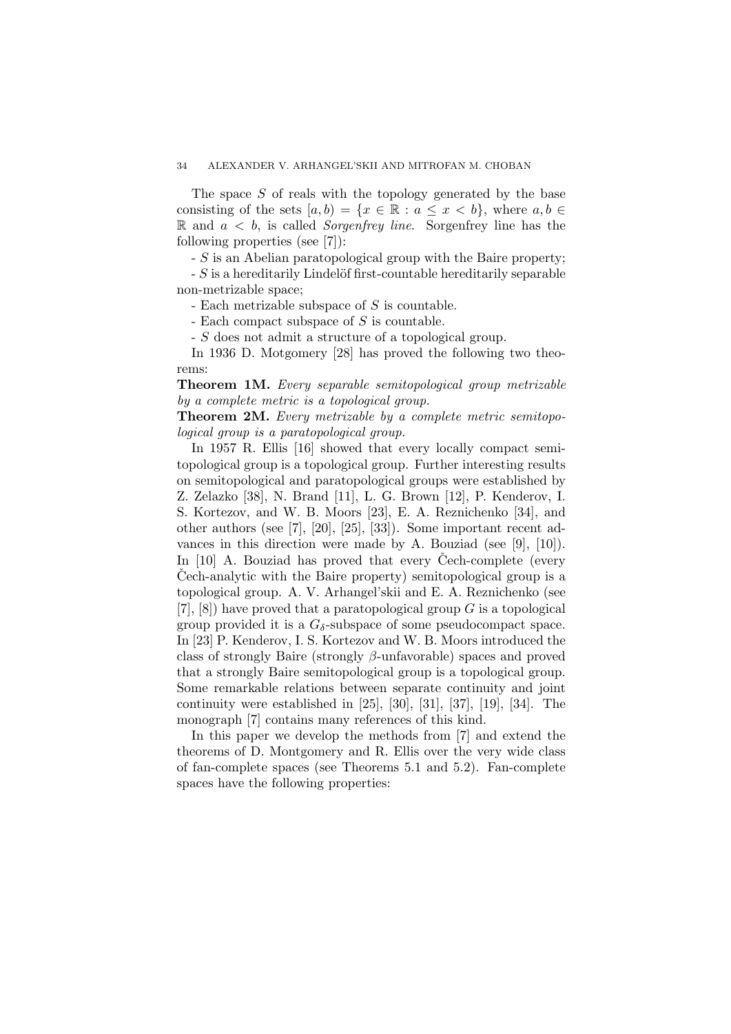The space $S$ of reals with the topology generated by the base consisting of the sets $[a, b) = \{x \in \mathbb{R} : a \leq x < b\}$, where $a, b \in \mathbb{R}$ and $a < b$, is called *Sorgenfrey line*. Sorgenfrey line has the following properties (see [7]):

- $S$ is an Abelian paratopological group with the Baire property;
- $S$ is a hereditarily Lindelöf first-countable hereditarily separable non-metrizable space;
- Each metrizable subspace of $S$ is countable.
- Each compact subspace of $S$ is countable.
- $S$ does not admit a structure of a topological group.

In 1936 D. Motgomery [28] has proved the following two theorems:

**Theorem 1M.** *Every separable semitopological group metrizable by a complete metric is a topological group.*

**Theorem 2M.** *Every metrizable by a complete metric semitopological group is a paratopological group.*

In 1957 R. Ellis [16] showed that every locally compact semitopological group is a topological group. Further interesting results on semitopological and paratopological groups were established by Z. Zelazko [38], N. Brand [11], L. G. Brown [12], P. Kenderov, I. S. Kortezov, and W. B. Moors [23], E. A. Reznichenko [34], and other authors (see [7], [20], [25], [33]). Some important recent advances in this direction were made by A. Bouziad (see [9], [10]). In [10] A. Bouziad has proved that every Čech-complete (every Čech-analytic with the Baire property) semitopological group is a topological group. A. V. Arhangel'skii and E. A. Reznichenko (see [7], [8]) have proved that a paratopological group $G$ is a topological group provided it is a $G_\delta$-subspace of some pseudocompact space. In [23] P. Kenderov, I. S. Kortezov and W. B. Moors introduced the class of strongly Baire (strongly $\beta$-unfavorable) spaces and proved that a strongly Baire semitopological group is a topological group. Some remarkable relations between separate continuity and joint continuity were established in [25], [30], [31], [37], [19], [34]. The monograph [7] contains many references of this kind.

In this paper we develop the methods from [7] and extend the theorems of D. Montgomery and R. Ellis over the very wide class of fan-complete spaces (see Theorems 5.1 and 5.2). Fan-complete spaces have the following properties: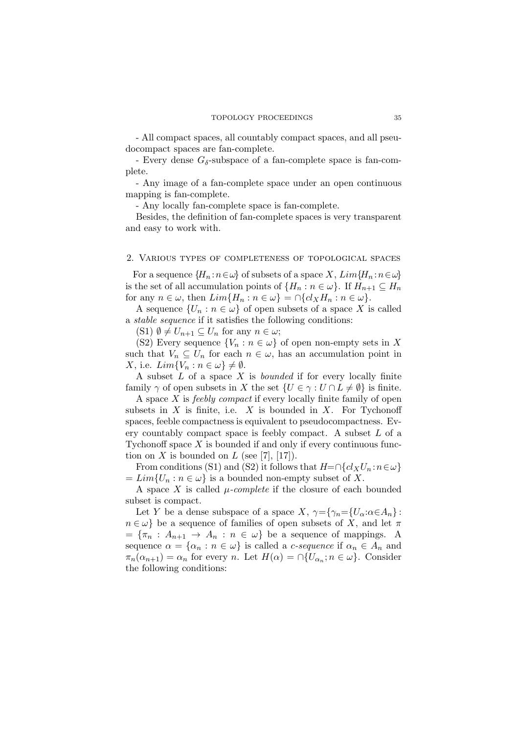- All compact spaces, all countably compact spaces, and all pseudocompact spaces are fan-complete.

- Every dense $G_\delta$-subspace of a fan-complete space is fan-complete.

- Any image of a fan-complete space under an open continuous mapping is fan-complete.

- Any locally fan-complete space is fan-complete.

Besides, the definition of fan-complete spaces is very transparent and easy to work with.

## 2. Various types of completeness of topological spaces

For a sequence $\{H_n : n\in\omega\}$ of subsets of a space $X$, $Lim\{H_n : n\in\omega\}$ is the set of all accumulation points of $\{H_n : n \in \omega\}$. If $H_{n+1} \subseteq H_n$ for any $n \in \omega$, then $Lim\{H_n : n \in \omega\} = \cap\{cl_X H_n : n \in \omega\}$.

A sequence $\{U_n : n \in \omega\}$ of open subsets of a space $X$ is called a *stable sequence* if it satisfies the following conditions:

(S1) $\emptyset \neq U_{n+1} \subseteq U_n$ for any $n \in \omega$;

(S2) Every sequence $\{V_n : n \in \omega\}$ of open non-empty sets in $X$ such that $V_n \subseteq U_n$ for each $n \in \omega$, has an accumulation point in $X$, i.e. $Lim\{V_n : n \in \omega\} \neq \emptyset$.

A subset $L$ of a space $X$ is *bounded* if for every locally finite family $\gamma$ of open subsets in $X$ the set $\{U \in \gamma : U \cap L \neq \emptyset\}$ is finite.

A space $X$ is *feebly compact* if every locally finite family of open subsets in $X$ is finite, i.e. $X$ is bounded in $X$. For Tychonoff spaces, feeble compactness is equivalent to pseudocompactness. Every countably compact space is feebly compact. A subset $L$ of a Tychonoff space $X$ is bounded if and only if every continuous function on $X$ is bounded on $L$ (see [7], [17]).

From conditions (S1) and (S2) it follows that $H=\cap\{cl_X U_n : n\in\omega\} = Lim\{U_n : n \in \omega\}$ is a bounded non-empty subset of $X$.

A space $X$ is called *$\mu$-complete* if the closure of each bounded subset is compact.

Let $Y$ be a dense subspace of a space $X$, $\gamma=\{\gamma_n=\{U_\alpha:\alpha\in A_n\} : n\in\omega\}$ be a sequence of families of open subsets of $X$, and let $\pi = \{\pi_n : A_{n+1} \to A_n : n \in \omega\}$ be a sequence of mappings. A sequence $\alpha = \{\alpha_n : n \in \omega\}$ is called a *c-sequence* if $\alpha_n \in A_n$ and $\pi_n(\alpha_{n+1}) = \alpha_n$ for every $n$. Let $H(\alpha) = \cap\{U_{\alpha_n}; n \in \omega\}$. Consider the following conditions: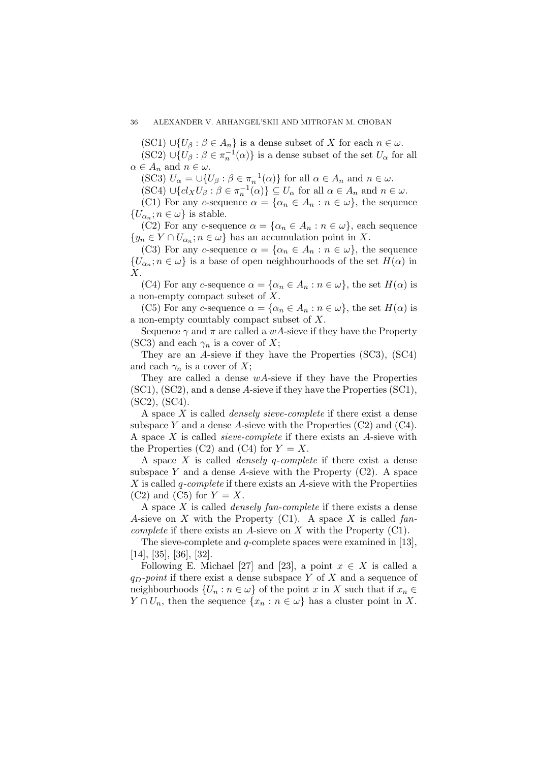(SC1) $\cup\{U_\beta : \beta \in A_n\}$ is a dense subset of $X$ for each $n \in \omega$.

(SC2) $\cup\{U_\beta : \beta \in \pi_n^{-1}(\alpha)\}$ is a dense subset of the set $U_\alpha$ for all $\alpha \in A_n$ and $n \in \omega$.

(SC3) $U_\alpha = \cup\{U_\beta : \beta \in \pi_n^{-1}(\alpha)\}$ for all $\alpha \in A_n$ and $n \in \omega$.

(SC4) $\cup\{cl_X U_\beta : \beta \in \pi_n^{-1}(\alpha)\} \subseteq U_\alpha$ for all $\alpha \in A_n$ and $n \in \omega$.

(C1) For any $c$-sequence $\alpha = \{\alpha_n \in A_n : n \in \omega\}$, the sequence $\{U_{\alpha_n}; n \in \omega\}$ is stable.

(C2) For any $c$-sequence $\alpha = \{\alpha_n \in A_n : n \in \omega\}$, each sequence $\{y_n \in Y \cap U_{\alpha_n}; n \in \omega\}$ has an accumulation point in $X$.

(C3) For any $c$-sequence $\alpha = \{\alpha_n \in A_n : n \in \omega\}$, the sequence $\{U_{\alpha_n}; n \in \omega\}$ is a base of open neighbourhoods of the set $H(\alpha)$ in $X$.

(C4) For any $c$-sequence $\alpha = \{\alpha_n \in A_n : n \in \omega\}$, the set $H(\alpha)$ is a non-empty compact subset of $X$.

(C5) For any $c$-sequence $\alpha = \{\alpha_n \in A_n : n \in \omega\}$, the set $H(\alpha)$ is a non-empty countably compact subset of $X$.

Sequence $\gamma$ and $\pi$ are called a $wA$-sieve if they have the Property (SC3) and each $\gamma_n$ is a cover of $X$;

They are an $A$-sieve if they have the Properties (SC3), (SC4) and each $\gamma_n$ is a cover of $X$;

They are called a dense $wA$-sieve if they have the Properties (SC1), (SC2), and a dense $A$-sieve if they have the Properties (SC1), (SC2), (SC4).

A space $X$ is called *densely sieve-complete* if there exist a dense subspace $Y$ and a dense $A$-sieve with the Properties (C2) and (C4). A space $X$ is called *sieve-complete* if there exists an $A$-sieve with the Properties (C2) and (C4) for $Y = X$.

A space $X$ is called *densely q-complete* if there exist a dense subspace $Y$ and a dense $A$-sieve with the Property (C2). A space $X$ is called *q-complete* if there exists an $A$-sieve with the Propertiies (C2) and (C5) for $Y = X$.

A space $X$ is called *densely fan-complete* if there exists a dense $A$-sieve on $X$ with the Property (C1). A space $X$ is called *fan-complete* if there exists an $A$-sieve on $X$ with the Property (C1).

The sieve-complete and $q$-complete spaces were examined in [13], [14], [35], [36], [32].

Following E. Michael [27] and [23], a point $x \in X$ is called a *$q_D$-point* if there exist a dense subspace $Y$ of $X$ and a sequence of neighbourhoods $\{U_n : n \in \omega\}$ of the point $x$ in $X$ such that if $x_n \in Y \cap U_n$, then the sequence $\{x_n : n \in \omega\}$ has a cluster point in $X$.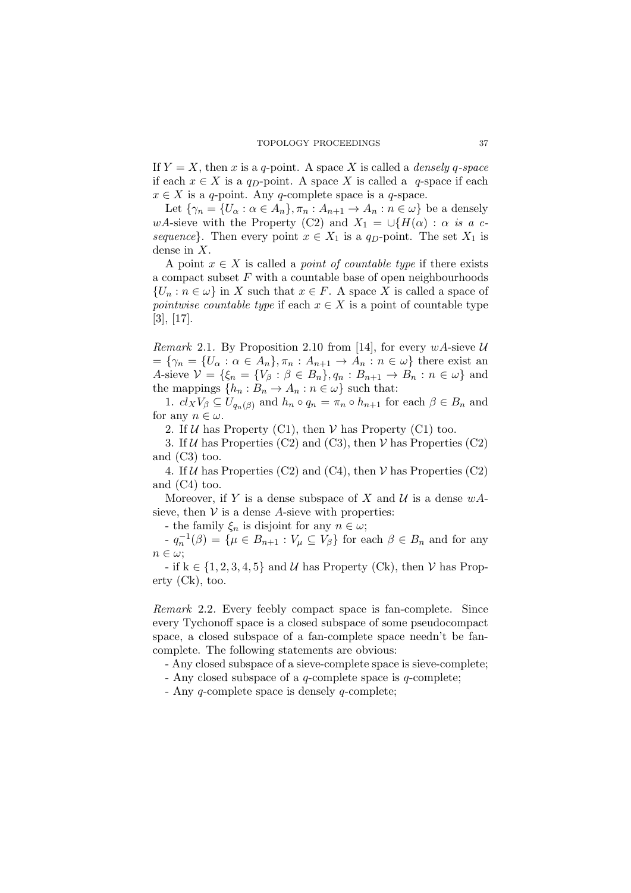If $Y = X$, then $x$ is a $q$-point. A space $X$ is called a *densely $q$-space* if each $x \in X$ is a $q_D$-point. A space $X$ is called a $q$-space if each $x \in X$ is a $q$-point. Any $q$-complete space is a $q$-space.

Let $\{\gamma_n = \{U_\alpha : \alpha \in A_n\}, \pi_n : A_{n+1} \to A_n : n \in \omega\}$ be a densely $wA$-sieve with the Property (C2) and $X_1 = \cup\{H(\alpha) : \alpha$ *is a c-sequence*$\}$. Then every point $x \in X_1$ is a $q_D$-point. The set $X_1$ is dense in $X$.

A point $x \in X$ is called a *point of countable type* if there exists a compact subset $F$ with a countable base of open neighbourhoods $\{U_n : n \in \omega\}$ in $X$ such that $x \in F$. A space $X$ is called a space of *pointwise countable type* if each $x \in X$ is a point of countable type [3], [17].

*Remark* 2.1. By Proposition 2.10 from [14], for every $wA$-sieve $\mathcal{U} = \{\gamma_n = \{U_\alpha : \alpha \in A_n\}, \pi_n : A_{n+1} \to A_n : n \in \omega\}$ there exist an $A$-sieve $\mathcal{V} = \{\xi_n = \{V_\beta : \beta \in B_n\}, q_n : B_{n+1} \to B_n : n \in \omega\}$ and the mappings $\{h_n : B_n \to A_n : n \in \omega\}$ such that:

1. $cl_X V_\beta \subseteq U_{q_n(\beta)}$ and $h_n \circ q_n = \pi_n \circ h_{n+1}$ for each $\beta \in B_n$ and for any $n \in \omega$.

2. If $\mathcal{U}$ has Property (C1), then $\mathcal{V}$ has Property (C1) too.

3. If $\mathcal{U}$ has Properties (C2) and (C3), then $\mathcal{V}$ has Properties (C2) and (C3) too.

4. If $\mathcal{U}$ has Properties (C2) and (C4), then $\mathcal{V}$ has Properties (C2) and (C4) too.

Moreover, if $Y$ is a dense subspace of $X$ and $\mathcal{U}$ is a dense $wA$-sieve, then $\mathcal{V}$ is a dense $A$-sieve with properties:

- the family $\xi_n$ is disjoint for any $n \in \omega$;

- $q_n^{-1}(\beta) = \{\mu \in B_{n+1} : V_\mu \subseteq V_\beta\}$ for each $\beta \in B_n$ and for any $n \in \omega$;

- if $k \in \{1, 2, 3, 4, 5\}$ and $\mathcal{U}$ has Property (Ck), then $\mathcal{V}$ has Property (Ck), too.

*Remark* 2.2. Every feebly compact space is fan-complete. Since every Tychonoff space is a closed subspace of some pseudocompact space, a closed subspace of a fan-complete space needn't be fan-complete. The following statements are obvious:

- Any closed subspace of a sieve-complete space is sieve-complete;
- Any closed subspace of a $q$-complete space is $q$-complete;
- Any $q$-complete space is densely $q$-complete;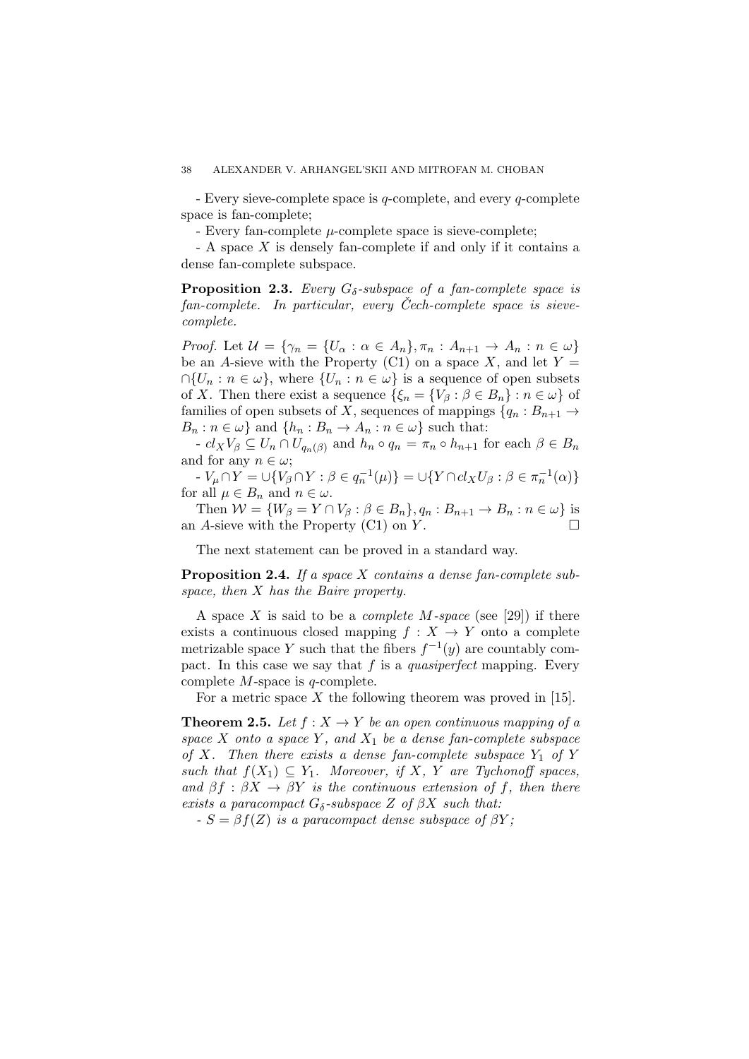- Every sieve-complete space is $q$-complete, and every $q$-complete space is fan-complete;

- Every fan-complete $\mu$-complete space is sieve-complete;

- A space $X$ is densely fan-complete if and only if it contains a dense fan-complete subspace.

**Proposition 2.3.** *Every $G_\delta$-subspace of a fan-complete space is fan-complete. In particular, every Čech-complete space is sieve-complete.*

*Proof.* Let $\mathcal{U} = \{\gamma_n = \{U_\alpha : \alpha \in A_n\}, \pi_n : A_{n+1} \to A_n : n \in \omega\}$ be an $A$-sieve with the Property (C1) on a space $X$, and let $Y = \cap\{U_n : n \in \omega\}$, where $\{U_n : n \in \omega\}$ is a sequence of open subsets of $X$. Then there exist a sequence $\{\xi_n = \{V_\beta : \beta \in B_n\} : n \in \omega\}$ of families of open subsets of $X$, sequences of mappings $\{q_n : B_{n+1} \to B_n : n \in \omega\}$ and $\{h_n : B_n \to A_n : n \in \omega\}$ such that:

- $cl_X V_\beta \subseteq U_n \cap U_{q_n(\beta)}$ and $h_n \circ q_n = \pi_n \circ h_{n+1}$ for each $\beta \in B_n$ and for any $n \in \omega$;

- $V_\mu \cap Y = \cup\{V_\beta \cap Y : \beta \in q_n^{-1}(\mu)\} = \cup\{Y \cap cl_X U_\beta : \beta \in \pi_n^{-1}(\alpha)\}$ for all $\mu \in B_n$ and $n \in \omega$.

Then $\mathcal{W} = \{W_\beta = Y \cap V_\beta : \beta \in B_n\}, q_n : B_{n+1} \to B_n : n \in \omega\}$ is an $A$-sieve with the Property (C1) on $Y$. $\square$

The next statement can be proved in a standard way.

**Proposition 2.4.** *If a space $X$ contains a dense fan-complete subspace, then $X$ has the Baire property.*

A space $X$ is said to be a *complete $M$-space* (see [29]) if there exists a continuous closed mapping $f : X \to Y$ onto a complete metrizable space $Y$ such that the fibers $f^{-1}(y)$ are countably compact. In this case we say that $f$ is a *quasiperfect* mapping. Every complete $M$-space is $q$-complete.

For a metric space $X$ the following theorem was proved in [15].

**Theorem 2.5.** *Let $f : X \to Y$ be an open continuous mapping of a space $X$ onto a space $Y$, and $X_1$ be a dense fan-complete subspace of $X$. Then there exists a dense fan-complete subspace $Y_1$ of $Y$ such that $f(X_1) \subseteq Y_1$. Moreover, if $X$, $Y$ are Tychonoff spaces, and $\beta f : \beta X \to \beta Y$ is the continuous extension of $f$, then there exists a paracompact $G_\delta$-subspace $Z$ of $\beta X$ such that:*

*- $S = \beta f(Z)$ is a paracompact dense subspace of $\beta Y$;*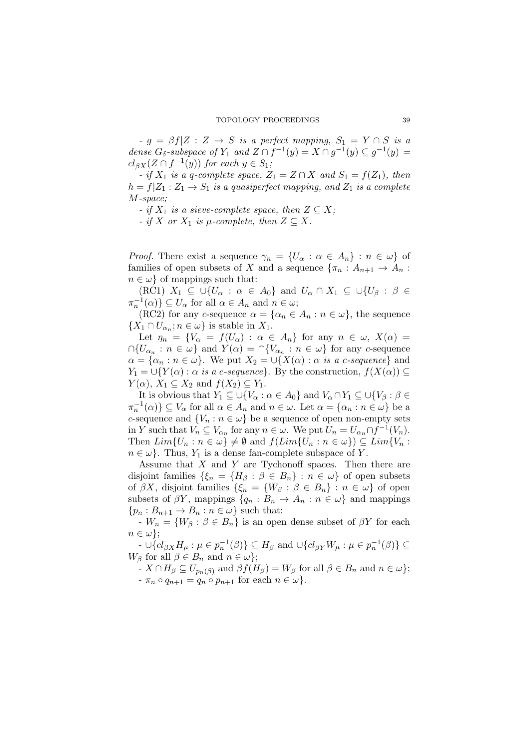- $g = \beta f|Z : Z \to S$ *is a perfect mapping,* $S_1 = Y \cap S$ *is a dense* $G_\delta$*-subspace of* $Y_1$ *and* $Z \cap f^{-1}(y) = X \cap g^{-1}(y) \subseteq g^{-1}(y) = cl_{\beta X}(Z \cap f^{-1}(y))$ *for each* $y \in S_1$*;*

- *if* $X_1$ *is a q-complete space,* $Z_1 = Z \cap X$ *and* $S_1 = f(Z_1)$*, then* $h = f|Z_1 : Z_1 \to S_1$ *is a quasiperfect mapping, and* $Z_1$ *is a complete* $M$*-space;*

- *if* $X_1$ *is a sieve-complete space, then* $Z \subseteq X$*;*

- *if* $X$ *or* $X_1$ *is* $\mu$*-complete, then* $Z \subseteq X$*.*

*Proof.* There exist a sequence $\gamma_n = \{U_\alpha : \alpha \in A_n\} : n \in \omega\}$ of families of open subsets of $X$ and a sequence $\{\pi_n : A_{n+1} \to A_n : n \in \omega\}$ of mappings such that:

(RC1) $X_1 \subseteq \cup\{U_\alpha : \alpha \in A_0\}$ and $U_\alpha \cap X_1 \subseteq \cup\{U_\beta : \beta \in \pi_n^{-1}(\alpha)\} \subseteq U_\alpha$ for all $\alpha \in A_n$ and $n \in \omega$;

(RC2) for any $c$-sequence $\alpha = \{\alpha_n \in A_n : n \in \omega\}$, the sequence $\{X_1 \cap U_{\alpha_n}; n \in \omega\}$ is stable in $X_1$.

Let $\eta_n = \{V_\alpha = f(U_\alpha) : \alpha \in A_n\}$ for any $n \in \omega$, $X(\alpha) = \cap\{U_{\alpha_n} : n \in \omega\}$ and $Y(\alpha) = \cap\{V_{\alpha_n} : n \in \omega\}$ for any $c$-sequence $\alpha = \{\alpha_n : n \in \omega\}$. We put $X_2 = \cup\{X(\alpha) : \alpha \text{ is a c-sequence}\}$ and $Y_1 = \cup\{Y(\alpha) : \alpha \text{ is a c-sequence}\}$. By the construction, $f(X(\alpha)) \subseteq Y(\alpha)$, $X_1 \subseteq X_2$ and $f(X_2) \subseteq Y_1$.

It is obvious that $Y_1 \subseteq \cup\{V_\alpha : \alpha \in A_0\}$ and $V_\alpha \cap Y_1 \subseteq \cup\{V_\beta : \beta \in \pi_n^{-1}(\alpha)\} \subseteq V_\alpha$ for all $\alpha \in A_n$ and $n \in \omega$. Let $\alpha = \{\alpha_n : n \in \omega\}$ be a $c$-sequence and $\{V_n : n \in \omega\}$ be a sequence of open non-empty sets in $Y$ such that $V_n \subseteq V_{\alpha_n}$ for any $n \in \omega$. We put $U_n = U_{\alpha_n} \cap f^{-1}(V_n)$. Then $Lim\{U_n : n \in \omega\} \neq \emptyset$ and $f(Lim\{U_n : n \in \omega\}) \subseteq Lim\{V_n : n \in \omega\}$. Thus, $Y_1$ is a dense fan-complete subspace of $Y$.

Assume that $X$ and $Y$ are Tychonoff spaces. Then there are disjoint families $\{\xi_n = \{H_\beta : \beta \in B_n\} : n \in \omega\}$ of open subsets of $\beta X$, disjoint families $\{\xi_n = \{W_\beta : \beta \in B_n\} : n \in \omega\}$ of open subsets of $\beta Y$, mappings $\{q_n : B_n \to A_n : n \in \omega\}$ and mappings $\{p_n : B_{n+1} \to B_n : n \in \omega\}$ such that:

- $W_n = \{W_\beta : \beta \in B_n\}$ is an open dense subset of $\beta Y$ for each $n \in \omega\}$;

- $\cup\{cl_{\beta X} H_\mu : \mu \in p_n^{-1}(\beta)\} \subseteq H_\beta$ and $\cup\{cl_{\beta Y} W_\mu : \mu \in p_n^{-1}(\beta)\} \subseteq W_\beta$ for all $\beta \in B_n$ and $n \in \omega\}$;

- $X \cap H_\beta \subseteq U_{p_n(\beta)}$ and $\beta f(H_\beta) = W_\beta$ for all $\beta \in B_n$ and $n \in \omega\}$;

- $\pi_n \circ q_{n+1} = q_n \circ p_{n+1}$ for each $n \in \omega\}$.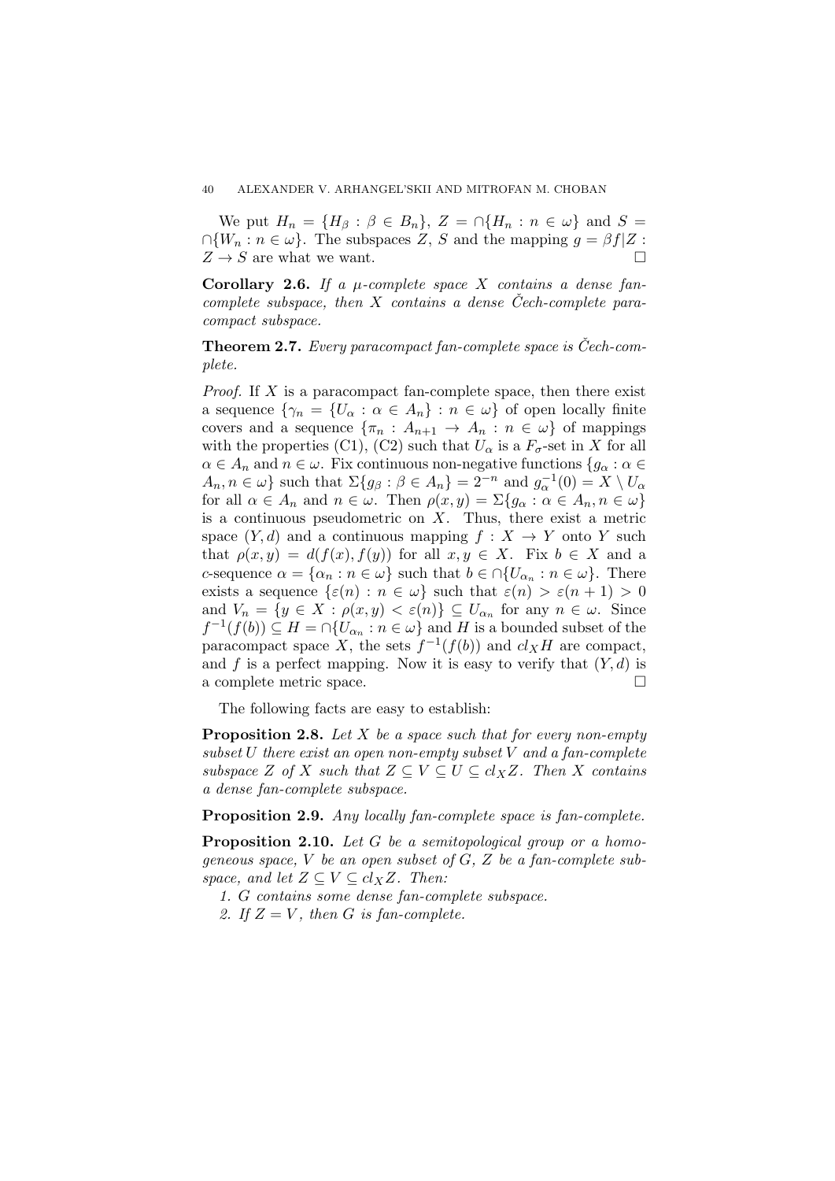We put $H_n = \{H_\beta : \beta \in B_n\}$, $Z = \cap\{H_n : n \in \omega\}$ and $S = \cap\{W_n : n \in \omega\}$. The subspaces $Z$, $S$ and the mapping $g = \beta f|Z : Z \to S$ are what we want. □

**Corollary 2.6.** *If a $\mu$-complete space $X$ contains a dense fan-complete subspace, then $X$ contains a dense Čech-complete paracompact subspace.*

**Theorem 2.7.** *Every paracompact fan-complete space is Čech-complete.*

*Proof.* If $X$ is a paracompact fan-complete space, then there exist a sequence $\{\gamma_n = \{U_\alpha : \alpha \in A_n\} : n \in \omega\}$ of open locally finite covers and a sequence $\{\pi_n : A_{n+1} \to A_n : n \in \omega\}$ of mappings with the properties (C1), (C2) such that $U_\alpha$ is a $F_\sigma$-set in $X$ for all $\alpha \in A_n$ and $n \in \omega$. Fix continuous non-negative functions $\{g_\alpha : \alpha \in A_n, n \in \omega\}$ such that $\Sigma\{g_\beta : \beta \in A_n\} = 2^{-n}$ and $g_\alpha^{-1}(0) = X \setminus U_\alpha$ for all $\alpha \in A_n$ and $n \in \omega$. Then $\rho(x, y) = \Sigma\{g_\alpha : \alpha \in A_n, n \in \omega\}$ is a continuous pseudometric on $X$. Thus, there exist a metric space $(Y, d)$ and a continuous mapping $f : X \to Y$ onto $Y$ such that $\rho(x, y) = d(f(x), f(y))$ for all $x, y \in X$. Fix $b \in X$ and a $c$-sequence $\alpha = \{\alpha_n : n \in \omega\}$ such that $b \in \cap\{U_{\alpha_n} : n \in \omega\}$. There exists a sequence $\{\varepsilon(n) : n \in \omega\}$ such that $\varepsilon(n) > \varepsilon(n+1) > 0$ and $V_n = \{y \in X : \rho(x, y) < \varepsilon(n)\} \subseteq U_{\alpha_n}$ for any $n \in \omega$. Since $f^{-1}(f(b)) \subseteq H = \cap\{U_{\alpha_n} : n \in \omega\}$ and $H$ is a bounded subset of the paracompact space $X$, the sets $f^{-1}(f(b))$ and $cl_X H$ are compact, and $f$ is a perfect mapping. Now it is easy to verify that $(Y, d)$ is a complete metric space. □

The following facts are easy to establish:

**Proposition 2.8.** *Let $X$ be a space such that for every non-empty subset $U$ there exist an open non-empty subset $V$ and a fan-complete subspace $Z$ of $X$ such that $Z \subseteq V \subseteq U \subseteq cl_X Z$. Then $X$ contains a dense fan-complete subspace.*

**Proposition 2.9.** *Any locally fan-complete space is fan-complete.*

**Proposition 2.10.** *Let $G$ be a semitopological group or a homogeneous space, $V$ be an open subset of $G$, $Z$ be a fan-complete subspace, and let $Z \subseteq V \subseteq cl_X Z$. Then:*

1. *$G$ contains some dense fan-complete subspace.*
2. *If $Z = V$, then $G$ is fan-complete.*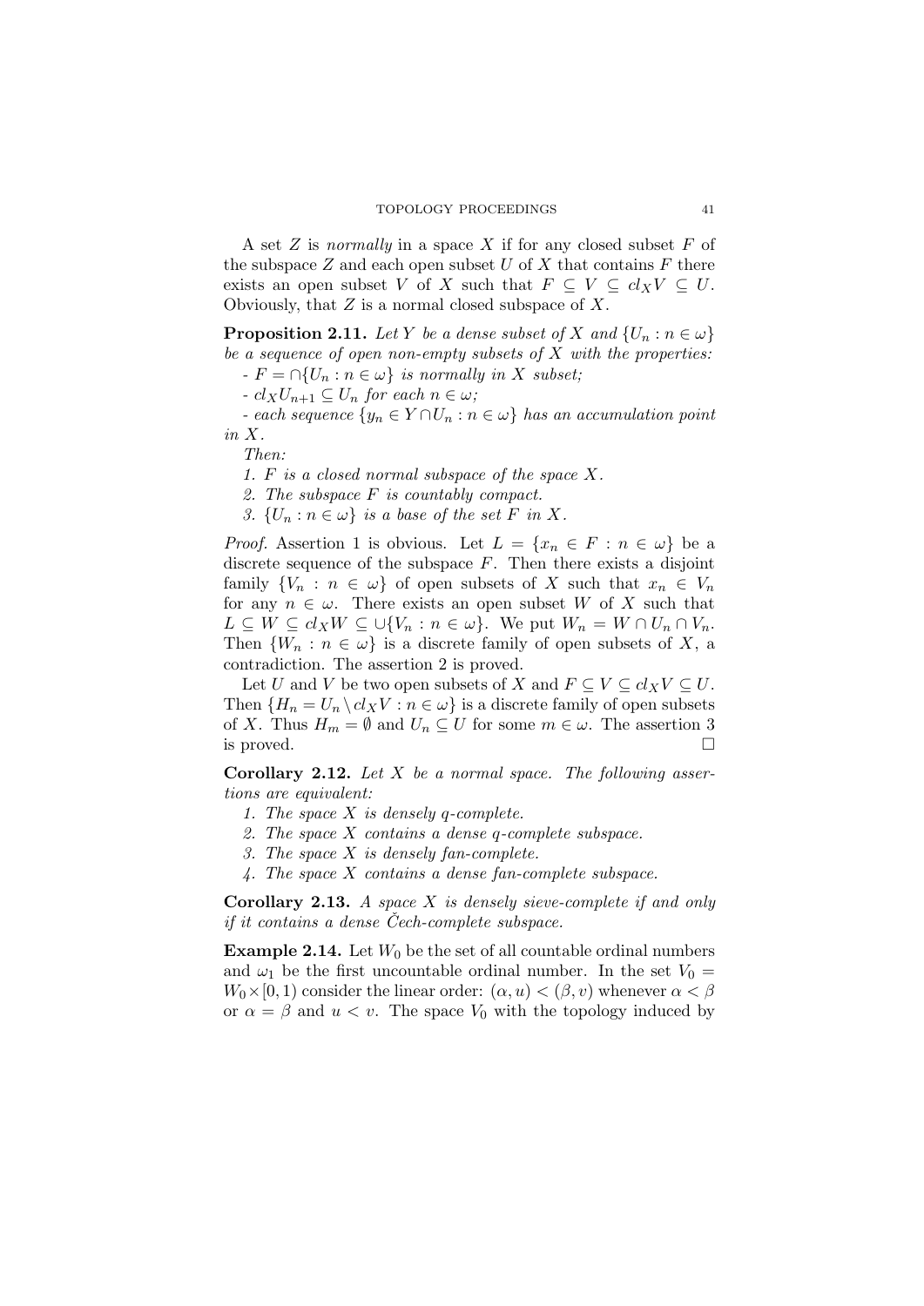A set $Z$ is *normally* in a space $X$ if for any closed subset $F$ of the subspace $Z$ and each open subset $U$ of $X$ that contains $F$ there exists an open subset $V$ of $X$ such that $F \subseteq V \subseteq cl_X V \subseteq U$. Obviously, that $Z$ is a normal closed subspace of $X$.

**Proposition 2.11.** *Let $Y$ be a dense subset of $X$ and $\{U_n : n \in \omega\}$ be a sequence of open non-empty subsets of $X$ with the properties:*

*- $F = \cap\{U_n : n \in \omega\}$ is normally in $X$ subset;*

*- $cl_X U_{n+1} \subseteq U_n$ for each $n \in \omega$;*

*- each sequence $\{y_n \in Y \cap U_n : n \in \omega\}$ has an accumulation point in $X$.*

*Then:*

*1. $F$ is a closed normal subspace of the space $X$.*

*2. The subspace $F$ is countably compact.*

*3. $\{U_n : n \in \omega\}$ is a base of the set $F$ in $X$.*

*Proof.* Assertion 1 is obvious. Let $L = \{x_n \in F : n \in \omega\}$ be a discrete sequence of the subspace $F$. Then there exists a disjoint family $\{V_n : n \in \omega\}$ of open subsets of $X$ such that $x_n \in V_n$ for any $n \in \omega$. There exists an open subset $W$ of $X$ such that $L \subseteq W \subseteq cl_X W \subseteq \cup\{V_n : n \in \omega\}$. We put $W_n = W \cap U_n \cap V_n$. Then $\{W_n : n \in \omega\}$ is a discrete family of open subsets of $X$, a contradiction. The assertion 2 is proved.

Let $U$ and $V$ be two open subsets of $X$ and $F \subseteq V \subseteq cl_X V \subseteq U$. Then $\{H_n = U_n \setminus cl_X V : n \in \omega\}$ is a discrete family of open subsets of $X$. Thus $H_m = \emptyset$ and $U_n \subseteq U$ for some $m \in \omega$. The assertion 3 is proved. $\square$

**Corollary 2.12.** *Let $X$ be a normal space. The following assertions are equivalent:*

*1. The space $X$ is densely q-complete.*

*2. The space $X$ contains a dense q-complete subspace.*

*3. The space $X$ is densely fan-complete.*

*4. The space $X$ contains a dense fan-complete subspace.*

**Corollary 2.13.** *A space $X$ is densely sieve-complete if and only if it contains a dense Čech-complete subspace.*

**Example 2.14.** Let $W_0$ be the set of all countable ordinal numbers and $\omega_1$ be the first uncountable ordinal number. In the set $V_0 = W_0 \times [0, 1)$ consider the linear order: $(\alpha, u) < (\beta, v)$ whenever $\alpha < \beta$ or $\alpha = \beta$ and $u < v$. The space $V_0$ with the topology induced by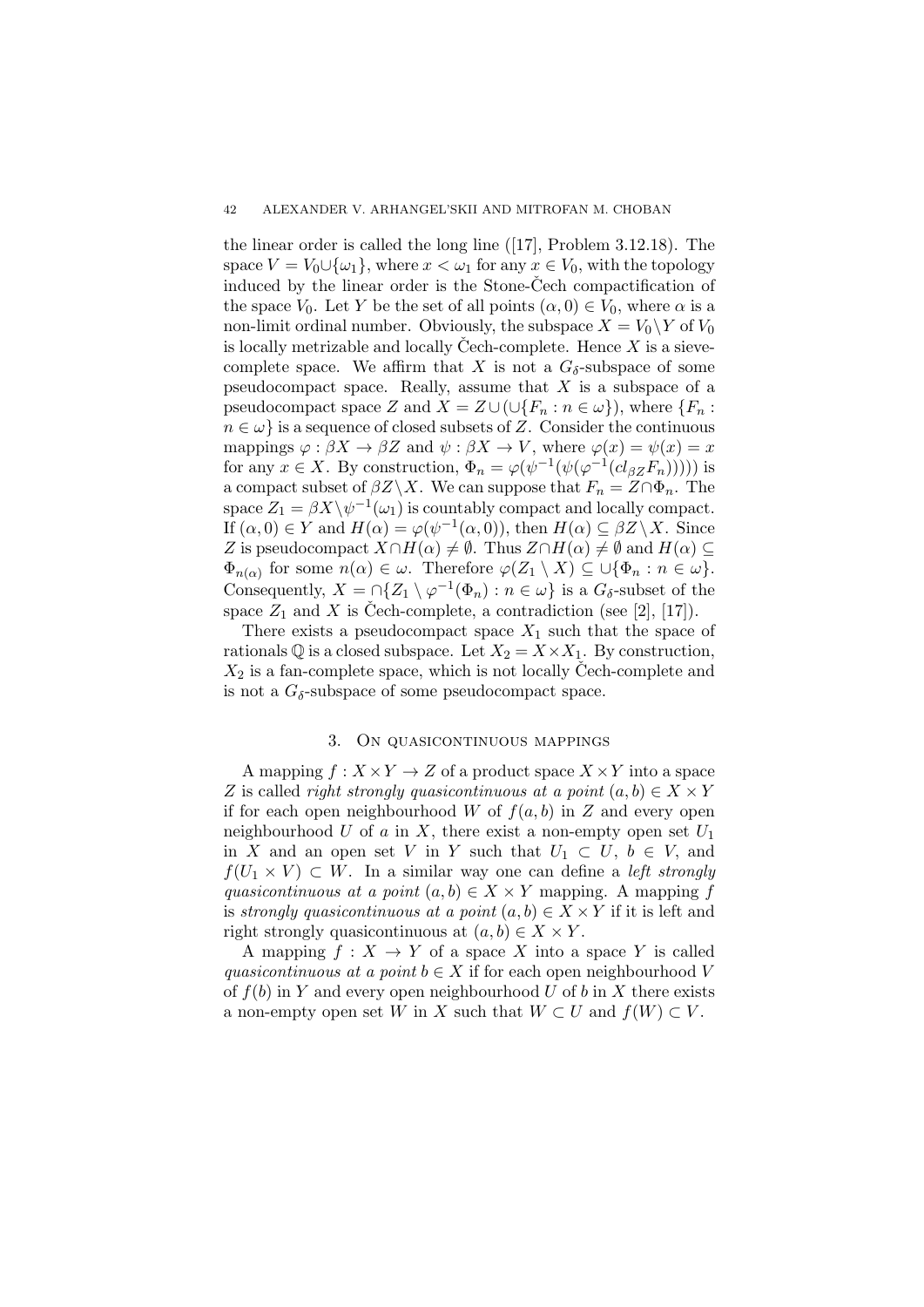the linear order is called the long line ([17], Problem 3.12.18). The space $V = V_0 \cup \{\omega_1\}$, where $x < \omega_1$ for any $x \in V_0$, with the topology induced by the linear order is the Stone-Čech compactification of the space $V_0$. Let $Y$ be the set of all points $(\alpha, 0) \in V_0$, where $\alpha$ is a non-limit ordinal number. Obviously, the subspace $X = V_0 \setminus Y$ of $V_0$ is locally metrizable and locally Čech-complete. Hence $X$ is a sieve-complete space. We affirm that $X$ is not a $G_\delta$-subspace of some pseudocompact space. Really, assume that $X$ is a subspace of a pseudocompact space $Z$ and $X = Z \cup (\cup\{F_n : n \in \omega\})$, where $\{F_n : n \in \omega\}$ is a sequence of closed subsets of $Z$. Consider the continuous mappings $\varphi : \beta X \to \beta Z$ and $\psi : \beta X \to V$, where $\varphi(x) = \psi(x) = x$ for any $x \in X$. By construction, $\Phi_n = \varphi(\psi^{-1}(\psi(\varphi^{-1}(cl_{\beta Z} F_n))))$ is a compact subset of $\beta Z \setminus X$. We can suppose that $F_n = Z \cap \Phi_n$. The space $Z_1 = \beta X \setminus \psi^{-1}(\omega_1)$ is countably compact and locally compact. If $(\alpha, 0) \in Y$ and $H(\alpha) = \varphi(\psi^{-1}(\alpha, 0))$, then $H(\alpha) \subseteq \beta Z \setminus X$. Since $Z$ is pseudocompact $X \cap H(\alpha) \neq \emptyset$. Thus $Z \cap H(\alpha) \neq \emptyset$ and $H(\alpha) \subseteq \Phi_{n(\alpha)}$ for some $n(\alpha) \in \omega$. Therefore $\varphi(Z_1 \setminus X) \subseteq \cup\{\Phi_n : n \in \omega\}$. Consequently, $X = \cap\{Z_1 \setminus \varphi^{-1}(\Phi_n) : n \in \omega\}$ is a $G_\delta$-subset of the space $Z_1$ and $X$ is Čech-complete, a contradiction (see [2], [17]).

There exists a pseudocompact space $X_1$ such that the space of rationals $\mathbb{Q}$ is a closed subspace. Let $X_2 = X \times X_1$. By construction, $X_2$ is a fan-complete space, which is not locally Čech-complete and is not a $G_\delta$-subspace of some pseudocompact space.

## 3. On quasicontinuous mappings

A mapping $f : X \times Y \to Z$ of a product space $X \times Y$ into a space $Z$ is called *right strongly quasicontinuous at a point* $(a, b) \in X \times Y$ if for each open neighbourhood $W$ of $f(a, b)$ in $Z$ and every open neighbourhood $U$ of $a$ in $X$, there exist a non-empty open set $U_1$ in $X$ and an open set $V$ in $Y$ such that $U_1 \subset U$, $b \in V$, and $f(U_1 \times V) \subset W$. In a similar way one can define a *left strongly quasicontinuous at a point* $(a, b) \in X \times Y$ mapping. A mapping $f$ is *strongly quasicontinuous at a point* $(a, b) \in X \times Y$ if it is left and right strongly quasicontinuous at $(a, b) \in X \times Y$.

A mapping $f : X \to Y$ of a space $X$ into a space $Y$ is called *quasicontinuous at a point* $b \in X$ if for each open neighbourhood $V$ of $f(b)$ in $Y$ and every open neighbourhood $U$ of $b$ in $X$ there exists a non-empty open set $W$ in $X$ such that $W \subset U$ and $f(W) \subset V$.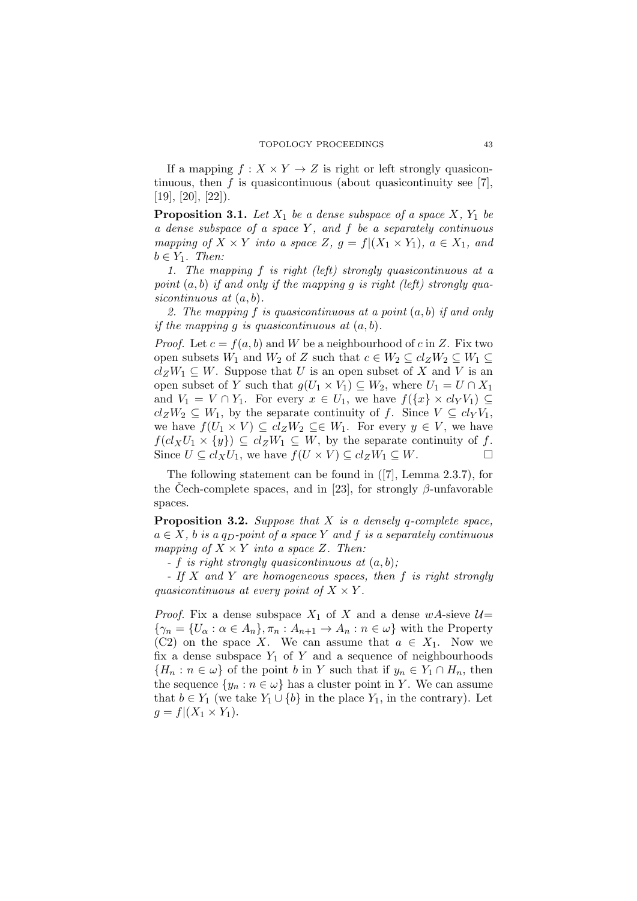If a mapping $f : X \times Y \to Z$ is right or left strongly quasicontinuous, then $f$ is quasicontinuous (about quasicontinuity see [7], [19], [20], [22]).

**Proposition 3.1.** *Let $X_1$ be a dense subspace of a space $X$, $Y_1$ be a dense subspace of a space $Y$, and $f$ be a separately continuous mapping of $X \times Y$ into a space $Z$, $g = f|(X_1 \times Y_1)$, $a \in X_1$, and $b \in Y_1$. Then:*

*1. The mapping $f$ is right (left) strongly quasicontinuous at a point $(a, b)$ if and only if the mapping $g$ is right (left) strongly quasicontinuous at $(a, b)$.*

*2. The mapping $f$ is quasicontinuous at a point $(a, b)$ if and only if the mapping $g$ is quasicontinuous at $(a, b)$.*

*Proof.* Let $c = f(a, b)$ and $W$ be a neighbourhood of $c$ in $Z$. Fix two open subsets $W_1$ and $W_2$ of $Z$ such that $c \in W_2 \subseteq cl_Z W_2 \subseteq W_1 \subseteq cl_Z W_1 \subseteq W$. Suppose that $U$ is an open subset of $X$ and $V$ is an open subset of $Y$ such that $g(U_1 \times V_1) \subseteq W_2$, where $U_1 = U \cap X_1$ and $V_1 = V \cap Y_1$. For every $x \in U_1$, we have $f(\{x\} \times cl_Y V_1) \subseteq cl_Z W_2 \subseteq W_1$, by the separate continuity of $f$. Since $V \subseteq cl_Y V_1$, we have $f(U_1 \times V) \subseteq cl_Z W_2 \subseteq\in W_1$. For every $y \in V$, we have $f(cl_X U_1 \times \{y\}) \subseteq cl_Z W_1 \subseteq W$, by the separate continuity of $f$. Since $U \subseteq cl_X U_1$, we have $f(U \times V) \subseteq cl_Z W_1 \subseteq W$. $\square$

The following statement can be found in ([7], Lemma 2.3.7), for the Čech-complete spaces, and in [23], for strongly $\beta$-unfavorable spaces.

**Proposition 3.2.** *Suppose that $X$ is a densely $q$-complete space, $a \in X$, $b$ is a $q_D$-point of a space $Y$ and $f$ is a separately continuous mapping of $X \times Y$ into a space $Z$. Then:*

*- $f$ is right strongly quasicontinuous at $(a, b)$;*

*- If $X$ and $Y$ are homogeneous spaces, then $f$ is right strongly quasicontinuous at every point of $X \times Y$.*

*Proof.* Fix a dense subspace $X_1$ of $X$ and a dense $wA$-sieve $\mathcal{U} = \{\gamma_n = \{U_\alpha : \alpha \in A_n\}, \pi_n : A_{n+1} \to A_n : n \in \omega\}$ with the Property (C2) on the space $X$. We can assume that $a \in X_1$. Now we fix a dense subspace $Y_1$ of $Y$ and a sequence of neighbourhoods $\{H_n : n \in \omega\}$ of the point $b$ in $Y$ such that if $y_n \in Y_1 \cap H_n$, then the sequence $\{y_n : n \in \omega\}$ has a cluster point in $Y$. We can assume that $b \in Y_1$ (we take $Y_1 \cup \{b\}$ in the place $Y_1$, in the contrary). Let $g = f|(X_1 \times Y_1)$.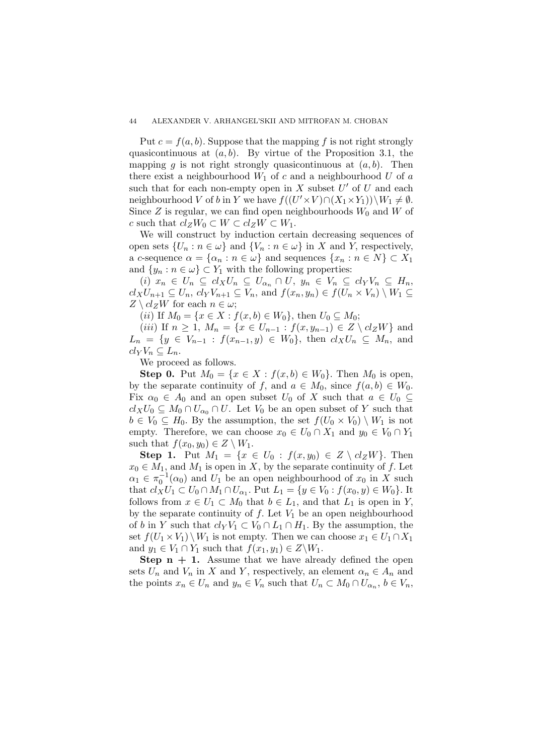Put $c = f(a, b)$. Suppose that the mapping $f$ is not right strongly quasicontinuous at $(a, b)$. By virtue of the Proposition 3.1, the mapping $g$ is not right strongly quasicontinuous at $(a, b)$. Then there exist a neighbourhood $W_1$ of $c$ and a neighbourhood $U$ of $a$ such that for each non-empty open in $X$ subset $U'$ of $U$ and each neighbourhood $V$ of $b$ in $Y$ we have $f((U' \times V) \cap (X_1 \times Y_1)) \setminus W_1 \neq \emptyset$. Since $Z$ is regular, we can find open neighbourhoods $W_0$ and $W$ of $c$ such that $cl_Z W_0 \subset W \subset cl_Z W \subset W_1$.

We will construct by induction certain decreasing sequences of open sets $\{U_n : n \in \omega\}$ and $\{V_n : n \in \omega\}$ in $X$ and $Y$, respectively, a $c$-sequence $\alpha = \{\alpha_n : n \in \omega\}$ and sequences $\{x_n : n \in N\} \subset X_1$ and $\{y_n : n \in \omega\} \subset Y_1$ with the following properties:

$(i)$ $x_n \in U_n \subseteq cl_X U_n \subseteq U_{\alpha_n} \cap U$, $y_n \in V_n \subseteq cl_Y V_n \subseteq H_n$, $cl_X U_{n+1} \subseteq U_n$, $cl_Y V_{n+1} \subseteq V_n$, and $f(x_n, y_n) \in f(U_n \times V_n) \setminus W_1 \subseteq Z \setminus cl_Z W$ for each $n \in \omega$;

$(ii)$ If $M_0 = \{x \in X : f(x, b) \in W_0\}$, then $U_0 \subseteq M_0$;

$(iii)$ If $n \geq 1$, $M_n = \{x \in U_{n-1} : f(x, y_{n-1}) \in Z \setminus cl_Z W\}$ and $L_n = \{y \in V_{n-1} : f(x_{n-1}, y) \in W_0\}$, then $cl_X U_n \subseteq M_n$, and $cl_Y V_n \subseteq L_n$.

We proceed as follows.

**Step 0.** Put $M_0 = \{x \in X : f(x, b) \in W_0\}$. Then $M_0$ is open, by the separate continuity of $f$, and $a \in M_0$, since $f(a, b) \in W_0$. Fix $\alpha_0 \in A_0$ and an open subset $U_0$ of $X$ such that $a \in U_0 \subseteq cl_X U_0 \subseteq M_0 \cap U_{\alpha_0} \cap U$. Let $V_0$ be an open subset of $Y$ such that $b \in V_0 \subseteq H_0$. By the assumption, the set $f(U_0 \times V_0) \setminus W_1$ is not empty. Therefore, we can choose $x_0 \in U_0 \cap X_1$ and $y_0 \in V_0 \cap Y_1$ such that $f(x_0, y_0) \in Z \setminus W_1$.

**Step 1.** Put $M_1 = \{x \in U_0 : f(x, y_0) \in Z \setminus cl_Z W\}$. Then $x_0 \in M_1$, and $M_1$ is open in $X$, by the separate continuity of $f$. Let $\alpha_1 \in \pi_0^{-1}(\alpha_0)$ and $U_1$ be an open neighbourhood of $x_0$ in $X$ such that $cl_X U_1 \subset U_0 \cap M_1 \cap U_{\alpha_1}$. Put $L_1 = \{y \in V_0 : f(x_0, y) \in W_0\}$. It follows from $x \in U_1 \subset M_0$ that $b \in L_1$, and that $L_1$ is open in $Y$, by the separate continuity of $f$. Let $V_1$ be an open neighbourhood of $b$ in $Y$ such that $cl_Y V_1 \subset V_0 \cap L_1 \cap H_1$. By the assumption, the set $f(U_1 \times V_1) \setminus W_1$ is not empty. Then we can choose $x_1 \in U_1 \cap X_1$ and $y_1 \in V_1 \cap Y_1$ such that $f(x_1, y_1) \in Z \setminus W_1$.

**Step n + 1.** Assume that we have already defined the open sets $U_n$ and $V_n$ in $X$ and $Y$, respectively, an element $\alpha_n \in A_n$ and the points $x_n \in U_n$ and $y_n \in V_n$ such that $U_n \subset M_0 \cap U_{\alpha_n}$, $b \in V_n$,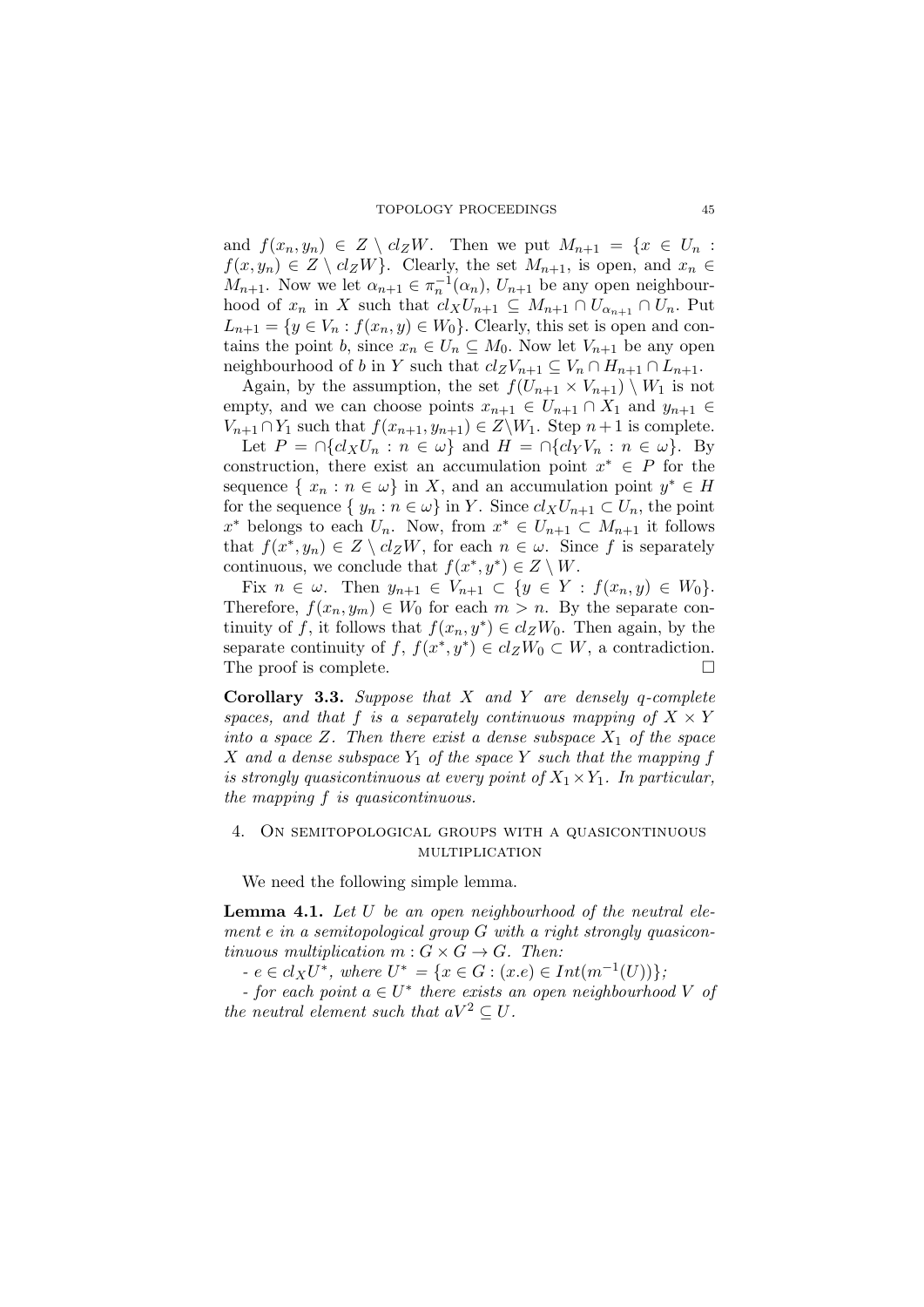and $f(x_n, y_n) \in Z \setminus cl_Z W$. Then we put $M_{n+1} = \{x \in U_n : f(x, y_n) \in Z \setminus cl_Z W\}$. Clearly, the set $M_{n+1}$, is open, and $x_n \in M_{n+1}$. Now we let $\alpha_{n+1} \in \pi_n^{-1}(\alpha_n)$, $U_{n+1}$ be any open neighbourhood of $x_n$ in $X$ such that $cl_X U_{n+1} \subseteq M_{n+1} \cap U_{\alpha_{n+1}} \cap U_n$. Put $L_{n+1} = \{y \in V_n : f(x_n, y) \in W_0\}$. Clearly, this set is open and contains the point $b$, since $x_n \in U_n \subseteq M_0$. Now let $V_{n+1}$ be any open neighbourhood of $b$ in $Y$ such that $cl_Z V_{n+1} \subseteq V_n \cap H_{n+1} \cap L_{n+1}$.

Again, by the assumption, the set $f(U_{n+1} \times V_{n+1}) \setminus W_1$ is not empty, and we can choose points $x_{n+1} \in U_{n+1} \cap X_1$ and $y_{n+1} \in V_{n+1} \cap Y_1$ such that $f(x_{n+1}, y_{n+1}) \in Z \setminus W_1$. Step $n+1$ is complete.

Let $P = \cap\{cl_X U_n : n \in \omega\}$ and $H = \cap\{cl_Y V_n : n \in \omega\}$. By construction, there exist an accumulation point $x^* \in P$ for the sequence $\{ x_n : n \in \omega\}$ in $X$, and an accumulation point $y^* \in H$ for the sequence $\{ y_n : n \in \omega\}$ in $Y$. Since $cl_X U_{n+1} \subset U_n$, the point $x^*$ belongs to each $U_n$. Now, from $x^* \in U_{n+1} \subset M_{n+1}$ it follows that $f(x^*, y_n) \in Z \setminus cl_Z W$, for each $n \in \omega$. Since $f$ is separately continuous, we conclude that $f(x^*, y^*) \in Z \setminus W$.

Fix $n \in \omega$. Then $y_{n+1} \in V_{n+1} \subset \{y \in Y : f(x_n, y) \in W_0\}$. Therefore, $f(x_n, y_m) \in W_0$ for each $m > n$. By the separate continuity of $f$, it follows that $f(x_n, y^*) \in cl_Z W_0$. Then again, by the separate continuity of $f$, $f(x^*, y^*) \in cl_Z W_0 \subset W$, a contradiction. The proof is complete. □

**Corollary 3.3.** *Suppose that $X$ and $Y$ are densely q-complete spaces, and that $f$ is a separately continuous mapping of $X \times Y$ into a space $Z$. Then there exist a dense subspace $X_1$ of the space $X$ and a dense subspace $Y_1$ of the space $Y$ such that the mapping $f$ is strongly quasicontinuous at every point of $X_1 \times Y_1$. In particular, the mapping $f$ is quasicontinuous.*

## 4. On semitopological groups with a quasicontinuous multiplication

We need the following simple lemma.

**Lemma 4.1.** *Let $U$ be an open neighbourhood of the neutral element $e$ in a semitopological group $G$ with a right strongly quasicontinuous multiplication $m : G \times G \to G$. Then:*

*- $e \in cl_X U^*$, where $U^* = \{x \in G : (x.e) \in Int(m^{-1}(U))\}$;*

*- for each point $a \in U^*$ there exists an open neighbourhood $V$ of the neutral element such that $aV^2 \subseteq U$.*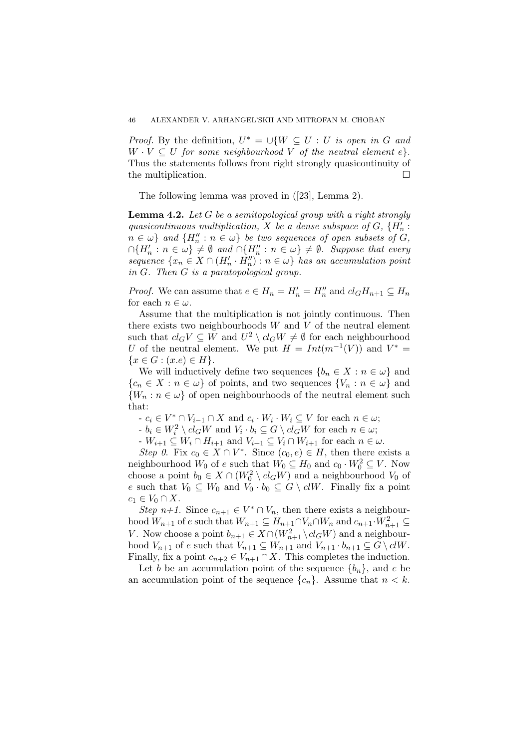*Proof.* By the definition, $U^* = \cup\{W \subseteq U : U$ *is open in* $G$ *and* $W \cdot V \subseteq U$ *for some neighbourhood* $V$ *of the neutral element* $e\}$. Thus the statements follows from right strongly quasicontinuity of the multiplication. $\square$

The following lemma was proved in ([23], Lemma 2).

**Lemma 4.2.** *Let $G$ be a semitopological group with a right strongly quasicontinuous multiplication, $X$ be a dense subspace of $G$, $\{H'_n : n \in \omega\}$ and $\{H''_n : n \in \omega\}$ be two sequences of open subsets of $G$, $\cap\{H'_n : n \in \omega\} \neq \emptyset$ and $\cap\{H''_n : n \in \omega\} \neq \emptyset$. Suppose that every sequence $\{x_n \in X \cap (H'_n \cdot H''_n) : n \in \omega\}$ has an accumulation point in $G$. Then $G$ is a paratopological group.*

*Proof.* We can assume that $e \in H_n = H'_n = H''_n$ and $cl_G H_{n+1} \subseteq H_n$ for each $n \in \omega$.

Assume that the multiplication is not jointly continuous. Then there exists two neighbourhoods $W$ and $V$ of the neutral element such that $cl_G V \subseteq W$ and $U^2 \setminus cl_G W \neq \emptyset$ for each neighbourhood $U$ of the neutral element. We put $H = Int(m^{-1}(V))$ and $V^* = \{x \in G : (x.e) \in H\}$.

We will inductively define two sequences $\{b_n \in X : n \in \omega\}$ and $\{c_n \in X : n \in \omega\}$ of points, and two sequences $\{V_n : n \in \omega\}$ and $\{W_n : n \in \omega\}$ of open neighbourhoods of the neutral element such that:

- $c_i \in V^* \cap V_{i-1} \cap X$ and $c_i \cdot W_i \cdot W_i \subseteq V$ for each $n \in \omega$;
- $b_i \in W_i^2 \setminus cl_G W$ and $V_i \cdot b_i \subseteq G \setminus cl_G W$ for each $n \in \omega$;
- $W_{i+1} \subseteq W_i \cap H_{i+1}$ and $V_{i+1} \subseteq V_i \cap W_{i+1}$ for each $n \in \omega$.

*Step 0.* Fix $c_0 \in X \cap V^*$. Since $(c_0, e) \in H$, then there exists a neighbourhood $W_0$ of $e$ such that $W_0 \subseteq H_0$ and $c_0 \cdot W_0^2 \subseteq V$. Now choose a point $b_0 \in X \cap (W_0^2 \setminus cl_G W)$ and a neighbourhood $V_0$ of $e$ such that $V_0 \subseteq W_0$ and $V_0 \cdot b_0 \subseteq G \setminus clW$. Finally fix a point $c_1 \in V_0 \cap X$.

*Step n+1.* Since $c_{n+1} \in V^* \cap V_n$, then there exists a neighbourhood $W_{n+1}$ of $e$ such that $W_{n+1} \subseteq H_{n+1} \cap V_n \cap W_n$ and $c_{n+1} \cdot W_{n+1}^2 \subseteq V$. Now choose a point $b_{n+1} \in X \cap (W_{n+1}^2 \setminus cl_G W)$ and a neighbourhood $V_{n+1}$ of $e$ such that $V_{n+1} \subseteq W_{n+1}$ and $V_{n+1} \cdot b_{n+1} \subseteq G \setminus clW$. Finally, fix a point $c_{n+2} \in V_{n+1} \cap X$. This completes the induction.

Let $b$ be an accumulation point of the sequence $\{b_n\}$, and $c$ be an accumulation point of the sequence $\{c_n\}$. Assume that $n < k$.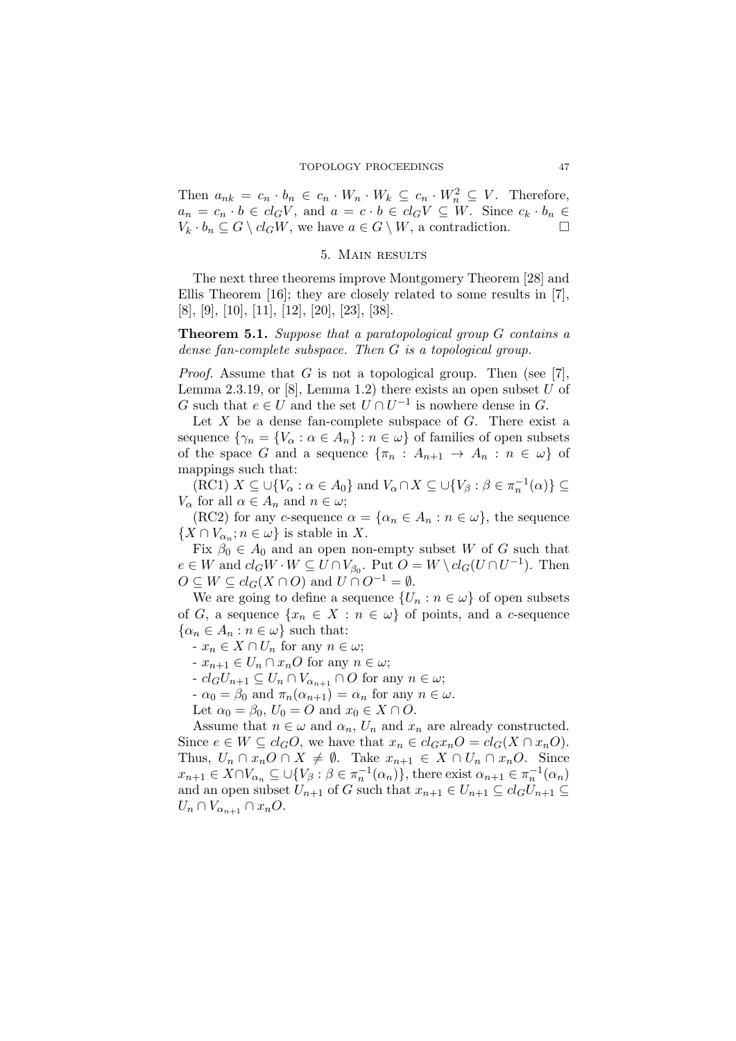Then $a_{nk} = c_n \cdot b_n \in c_n \cdot W_n \cdot W_k \subseteq c_n \cdot W_n^2 \subseteq V$. Therefore, $a_n = c_n \cdot b \in cl_G V$, and $a = c \cdot b \in cl_G V \subseteq W$. Since $c_k \cdot b_n \in V_k \cdot b_n \subseteq G \setminus cl_G W$, we have $a \in G \setminus W$, a contradiction. □

## 5. Main results

The next three theorems improve Montgomery Theorem [28] and Ellis Theorem [16]; they are closely related to some results in [7], [8], [9], [10], [11], [12], [20], [23], [38].

**Theorem 5.1.** *Suppose that a paratopological group $G$ contains a dense fan-complete subspace. Then $G$ is a topological group.*

*Proof.* Assume that $G$ is not a topological group. Then (see [7], Lemma 2.3.19, or [8], Lemma 1.2) there exists an open subset $U$ of $G$ such that $e \in U$ and the set $U \cap U^{-1}$ is nowhere dense in $G$.

Let $X$ be a dense fan-complete subspace of $G$. There exist a sequence $\{\gamma_n = \{V_\alpha : \alpha \in A_n\} : n \in \omega\}$ of families of open subsets of the space $G$ and a sequence $\{\pi_n : A_{n+1} \to A_n : n \in \omega\}$ of mappings such that:

(RC1) $X \subseteq \cup\{V_\alpha : \alpha \in A_0\}$ and $V_\alpha \cap X \subseteq \cup\{V_\beta : \beta \in \pi_n^{-1}(\alpha)\} \subseteq V_\alpha$ for all $\alpha \in A_n$ and $n \in \omega$;

(RC2) for any $c$-sequence $\alpha = \{\alpha_n \in A_n : n \in \omega\}$, the sequence $\{X \cap V_{\alpha_n}; n \in \omega\}$ is stable in $X$.

Fix $\beta_0 \in A_0$ and an open non-empty subset $W$ of $G$ such that $e \in W$ and $cl_G W \cdot W \subseteq U \cap V_{\beta_0}$. Put $O = W \setminus cl_G(U \cap U^{-1})$. Then $O \subseteq W \subseteq cl_G(X \cap O)$ and $U \cap O^{-1} = \emptyset$.

We are going to define a sequence $\{U_n : n \in \omega\}$ of open subsets of $G$, a sequence $\{x_n \in X : n \in \omega\}$ of points, and a $c$-sequence $\{\alpha_n \in A_n : n \in \omega\}$ such that:

- $x_n \in X \cap U_n$ for any $n \in \omega$;
- $x_{n+1} \in U_n \cap x_n O$ for any $n \in \omega$;
- $cl_G U_{n+1} \subseteq U_n \cap V_{\alpha_{n+1}} \cap O$ for any $n \in \omega$;
- $\alpha_0 = \beta_0$ and $\pi_n(\alpha_{n+1}) = \alpha_n$ for any $n \in \omega$.

Let $\alpha_0 = \beta_0$, $U_0 = O$ and $x_0 \in X \cap O$.

Assume that $n \in \omega$ and $\alpha_n$, $U_n$ and $x_n$ are already constructed. Since $e \in W \subseteq cl_G O$, we have that $x_n \in cl_G x_n O = cl_G(X \cap x_n O)$. Thus, $U_n \cap x_n O \cap X \neq \emptyset$. Take $x_{n+1} \in X \cap U_n \cap x_n O$. Since $x_{n+1} \in X \cap V_{\alpha_n} \subseteq \cup\{V_\beta : \beta \in \pi_n^{-1}(\alpha_n)\}$, there exist $\alpha_{n+1} \in \pi_n^{-1}(\alpha_n)$ and an open subset $U_{n+1}$ of $G$ such that $x_{n+1} \in U_{n+1} \subseteq cl_G U_{n+1} \subseteq U_n \cap V_{\alpha_{n+1}} \cap x_n O$.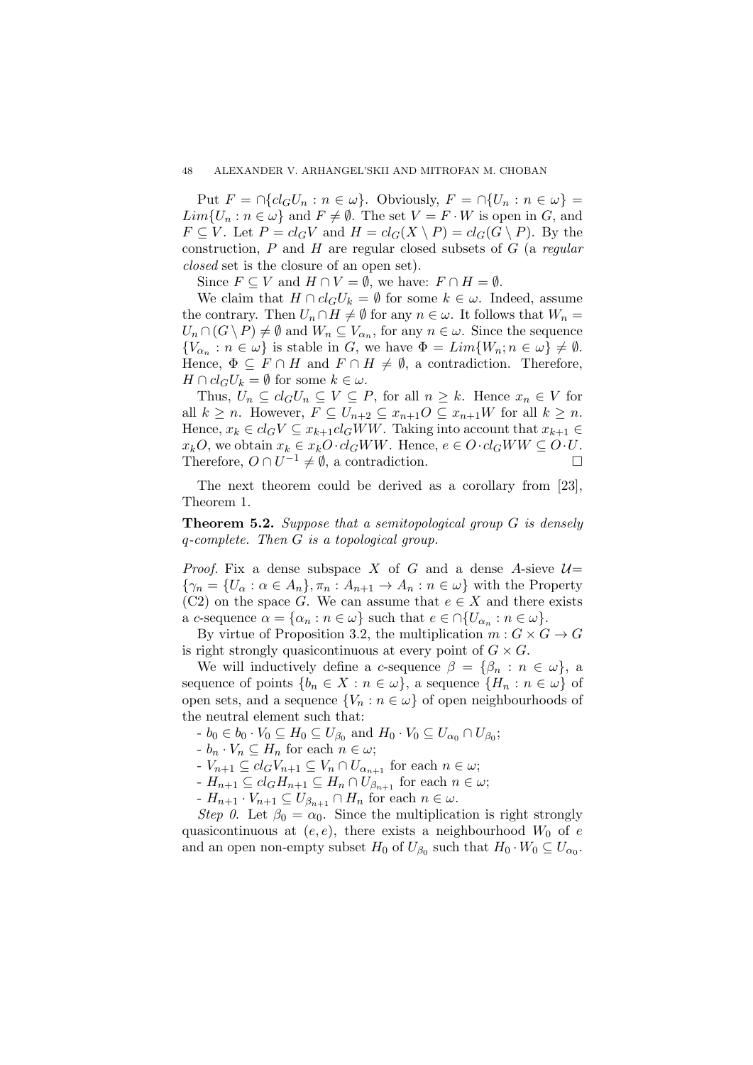Put $F = \cap\{cl_G U_n : n \in \omega\}$. Obviously, $F = \cap\{U_n : n \in \omega\} = Lim\{U_n : n \in \omega\}$ and $F \neq \emptyset$. The set $V = F \cdot W$ is open in $G$, and $F \subseteq V$. Let $P = cl_G V$ and $H = cl_G(X \setminus P) = cl_G(G \setminus P)$. By the construction, $P$ and $H$ are regular closed subsets of $G$ (a *regular closed* set is the closure of an open set).

Since $F \subseteq V$ and $H \cap V = \emptyset$, we have: $F \cap H = \emptyset$.

We claim that $H \cap cl_G U_k = \emptyset$ for some $k \in \omega$. Indeed, assume the contrary. Then $U_n \cap H \neq \emptyset$ for any $n \in \omega$. It follows that $W_n = U_n \cap (G \setminus P) \neq \emptyset$ and $W_n \subseteq V_{\alpha_n}$, for any $n \in \omega$. Since the sequence $\{V_{\alpha_n} : n \in \omega\}$ is stable in $G$, we have $\Phi = Lim\{W_n ; n \in \omega\} \neq \emptyset$. Hence, $\Phi \subseteq F \cap H$ and $F \cap H \neq \emptyset$, a contradiction. Therefore, $H \cap cl_G U_k = \emptyset$ for some $k \in \omega$.

Thus, $U_n \subseteq cl_G U_k \subseteq V \subseteq P$, for all $n \geq k$. Hence $x_n \in V$ for all $k \geq n$. However, $F \subseteq U_{n+2} \subseteq x_{n+1} O \subseteq x_{n+1} W$ for all $k \geq n$. Hence, $x_k \in cl_G V \subseteq x_{k+1} cl_G WW$. Taking into account that $x_{k+1} \in x_k O$, we obtain $x_k \in x_k O \cdot cl_G WW$. Hence, $e \in O \cdot cl_G WW \subseteq O \cdot U$. Therefore, $O \cap U^{-1} \neq \emptyset$, a contradiction. $\square$

The next theorem could be derived as a corollary from [23], Theorem 1.

**Theorem 5.2.** *Suppose that a semitopological group $G$ is densely $q$-complete. Then $G$ is a topological group.*

*Proof.* Fix a dense subspace $X$ of $G$ and a dense $A$-sieve $\mathcal{U} = \{\gamma_n = \{U_\alpha : \alpha \in A_n\}, \pi_n : A_{n+1} \to A_n : n \in \omega\}$ with the Property (C2) on the space $G$. We can assume that $e \in X$ and there exists a $c$-sequence $\alpha = \{\alpha_n : n \in \omega\}$ such that $e \in \cap\{U_{\alpha_n} : n \in \omega\}$.

By virtue of Proposition 3.2, the multiplication $m : G \times G \to G$ is right strongly quasicontinuous at every point of $G \times G$.

We will inductively define a $c$-sequence $\beta = \{\beta_n : n \in \omega\}$, a sequence of points $\{b_n \in X : n \in \omega\}$, a sequence $\{H_n : n \in \omega\}$ of open sets, and a sequence $\{V_n : n \in \omega\}$ of open neighbourhoods of the neutral element such that:

- $b_0 \in b_0 \cdot V_0 \subseteq H_0 \subseteq U_{\beta_0}$ and $H_0 \cdot V_0 \subseteq U_{\alpha_0} \cap U_{\beta_0}$;
- $b_n \cdot V_n \subseteq H_n$ for each $n \in \omega$;
- $V_{n+1} \subseteq cl_G V_{n+1} \subseteq V_n \cap U_{\alpha_{n+1}}$ for each $n \in \omega$;
- $H_{n+1} \subseteq cl_G H_{n+1} \subseteq H_n \cap U_{\beta_{n+1}}$ for each $n \in \omega$;
- $H_{n+1} \cdot V_{n+1} \subseteq U_{\beta_{n+1}} \cap H_n$ for each $n \in \omega$.

*Step 0.* Let $\beta_0 = \alpha_0$. Since the multiplication is right strongly quasicontinuous at $(e, e)$, there exists a neighbourhood $W_0$ of $e$ and an open non-empty subset $H_0$ of $U_{\beta_0}$ such that $H_0 \cdot W_0 \subseteq U_{\alpha_0}$.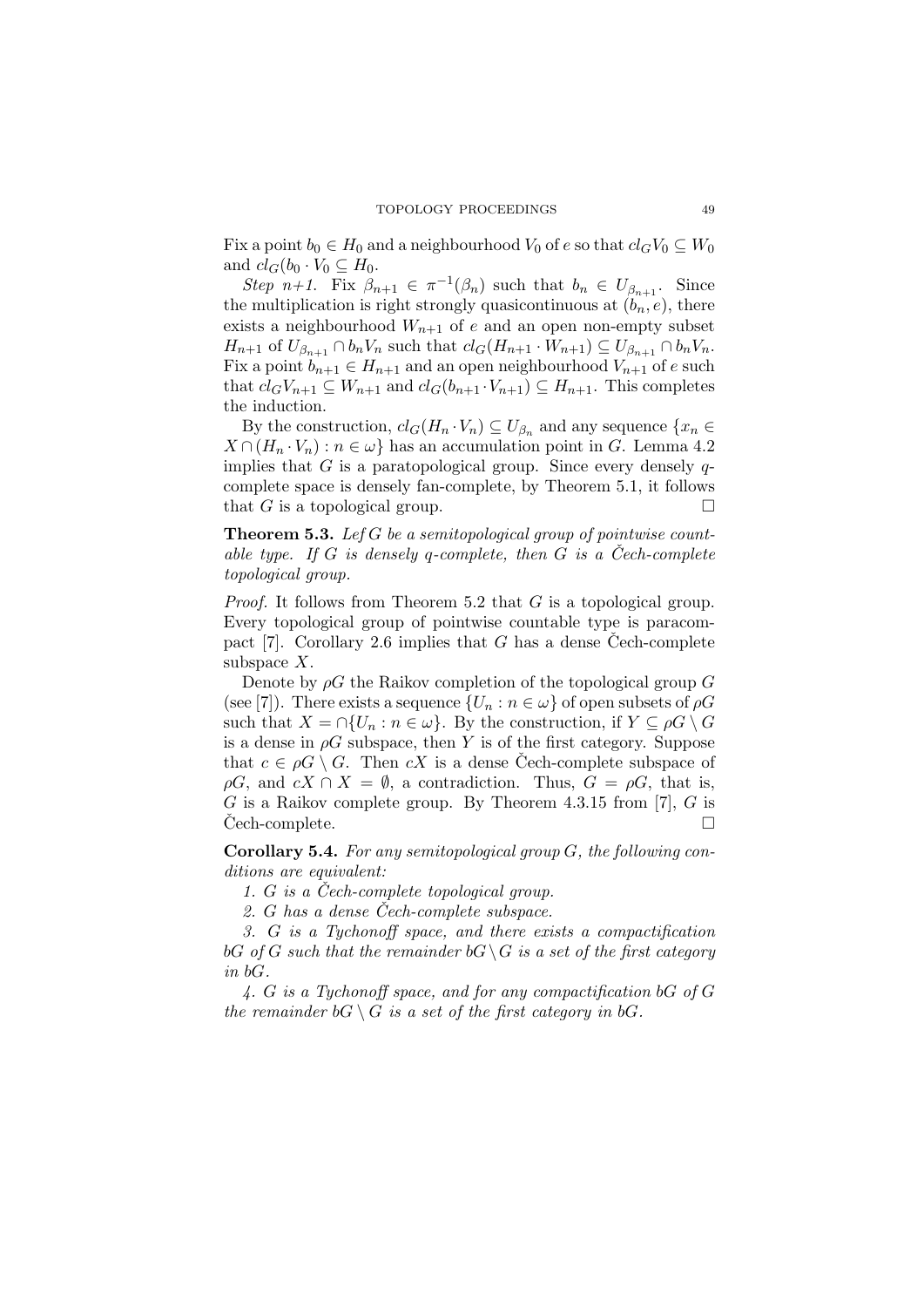Fix a point $b_0 \in H_0$ and a neighbourhood $V_0$ of $e$ so that $cl_G V_0 \subseteq W_0$ and $cl_G(b_0 \cdot V_0 \subseteq H_0$.

*Step n+1.* Fix $\beta_{n+1} \in \pi^{-1}(\beta_n)$ such that $b_n \in U_{\beta_{n+1}}$. Since the multiplication is right strongly quasicontinuous at $(b_n, e)$, there exists a neighbourhood $W_{n+1}$ of $e$ and an open non-empty subset $H_{n+1}$ of $U_{\beta_{n+1}} \cap b_n V_n$ such that $cl_G(H_{n+1} \cdot W_{n+1}) \subseteq U_{\beta_{n+1}} \cap b_n V_n$. Fix a point $b_{n+1} \in H_{n+1}$ and an open neighbourhood $V_{n+1}$ of $e$ such that $cl_G V_{n+1} \subseteq W_{n+1}$ and $cl_G(b_{n+1} \cdot V_{n+1}) \subseteq H_{n+1}$. This completes the induction.

By the construction, $cl_G(H_n \cdot V_n) \subseteq U_{\beta_n}$ and any sequence $\{x_n \in X \cap (H_n \cdot V_n) : n \in \omega\}$ has an accumulation point in $G$. Lemma 4.2 implies that $G$ is a paratopological group. Since every densely $q$-complete space is densely fan-complete, by Theorem 5.1, it follows that $G$ is a topological group. $\square$

**Theorem 5.3.** *Lef $G$ be a semitopological group of pointwise countable type. If $G$ is densely q-complete, then $G$ is a Čech-complete topological group.*

*Proof.* It follows from Theorem 5.2 that $G$ is a topological group. Every topological group of pointwise countable type is paracompact [7]. Corollary 2.6 implies that $G$ has a dense Čech-complete subspace $X$.

Denote by $\rho G$ the Raikov completion of the topological group $G$ (see [7]). There exists a sequence $\{U_n : n \in \omega\}$ of open subsets of $\rho G$ such that $X = \cap\{U_n : n \in \omega\}$. By the construction, if $Y \subseteq \rho G \setminus G$ is a dense in $\rho G$ subspace, then $Y$ is of the first category. Suppose that $c \in \rho G \setminus G$. Then $cX$ is a dense Čech-complete subspace of $\rho G$, and $cX \cap X = \emptyset$, a contradiction. Thus, $G = \rho G$, that is, $G$ is a Raikov complete group. By Theorem 4.3.15 from [7], $G$ is Čech-complete. $\square$

**Corollary 5.4.** *For any semitopological group $G$, the following conditions are equivalent:*

*1. $G$ is a Čech-complete topological group.*

*2. $G$ has a dense Čech-complete subspace.*

*3. $G$ is a Tychonoff space, and there exists a compactification $bG$ of $G$ such that the remainder $bG \setminus G$ is a set of the first category in $bG$.*

*4. $G$ is a Tychonoff space, and for any compactification $bG$ of $G$ the remainder $bG \setminus G$ is a set of the first category in $bG$.*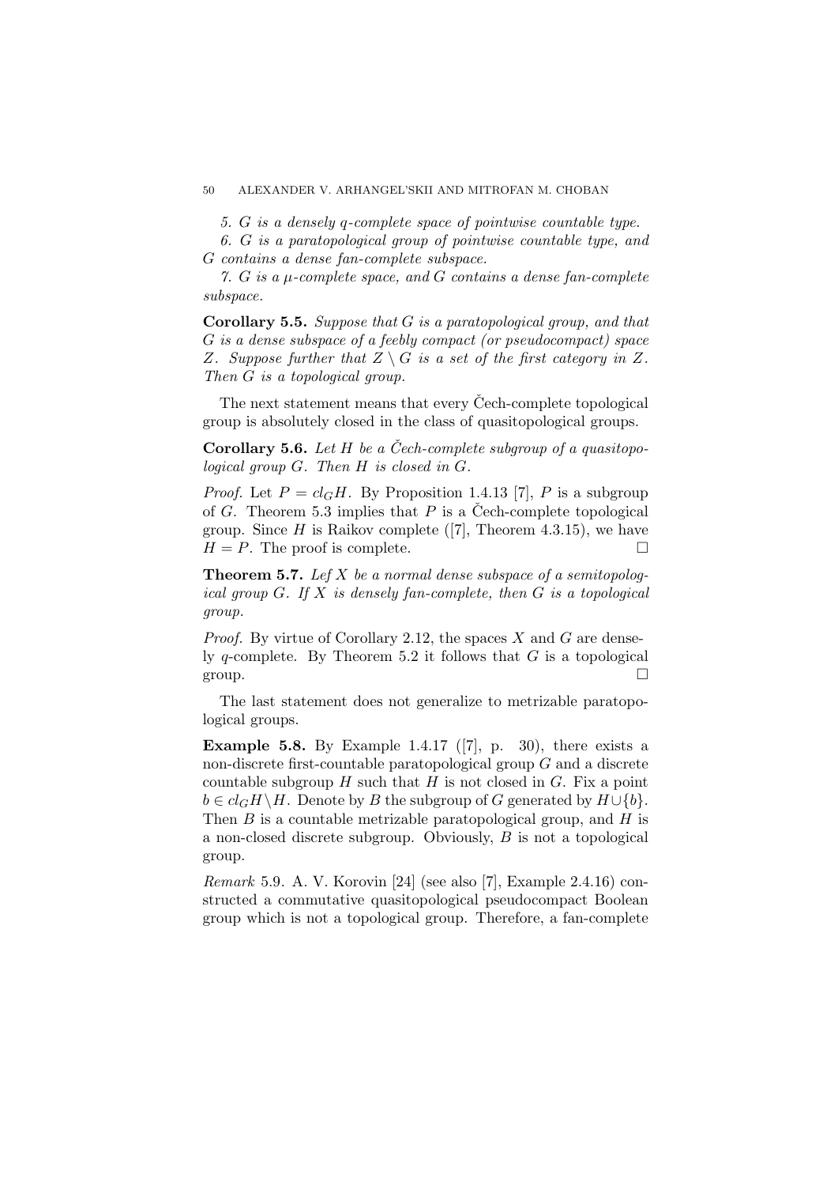*5. $G$ is a densely $q$-complete space of pointwise countable type.*

*6. $G$ is a paratopological group of pointwise countable type, and $G$ contains a dense fan-complete subspace.*

*7. $G$ is a $\mu$-complete space, and $G$ contains a dense fan-complete subspace.*

**Corollary 5.5.** *Suppose that $G$ is a paratopological group, and that $G$ is a dense subspace of a feebly compact (or pseudocompact) space $Z$. Suppose further that $Z \setminus G$ is a set of the first category in $Z$. Then $G$ is a topological group.*

The next statement means that every Čech-complete topological group is absolutely closed in the class of quasitopological groups.

**Corollary 5.6.** *Let $H$ be a Čech-complete subgroup of a quasitopological group $G$. Then $H$ is closed in $G$.*

*Proof.* Let $P = cl_G H$. By Proposition 1.4.13 [7], $P$ is a subgroup of $G$. Theorem 5.3 implies that $P$ is a Čech-complete topological group. Since $H$ is Raikov complete ([7], Theorem 4.3.15), we have $H = P$. The proof is complete. □

**Theorem 5.7.** *Lef $X$ be a normal dense subspace of a semitopological group $G$. If $X$ is densely fan-complete, then $G$ is a topological group.*

*Proof.* By virtue of Corollary 2.12, the spaces $X$ and $G$ are densely $q$-complete. By Theorem 5.2 it follows that $G$ is a topological group. □

The last statement does not generalize to metrizable paratopological groups.

**Example 5.8.** By Example 1.4.17 ([7], p. 30), there exists a non-discrete first-countable paratopological group $G$ and a discrete countable subgroup $H$ such that $H$ is not closed in $G$. Fix a point $b \in cl_G H \setminus H$. Denote by $B$ the subgroup of $G$ generated by $H \cup \{b\}$. Then $B$ is a countable metrizable paratopological group, and $H$ is a non-closed discrete subgroup. Obviously, $B$ is not a topological group.

*Remark* 5.9. A. V. Korovin [24] (see also [7], Example 2.4.16) constructed a commutative quasitopological pseudocompact Boolean group which is not a topological group. Therefore, a fan-complete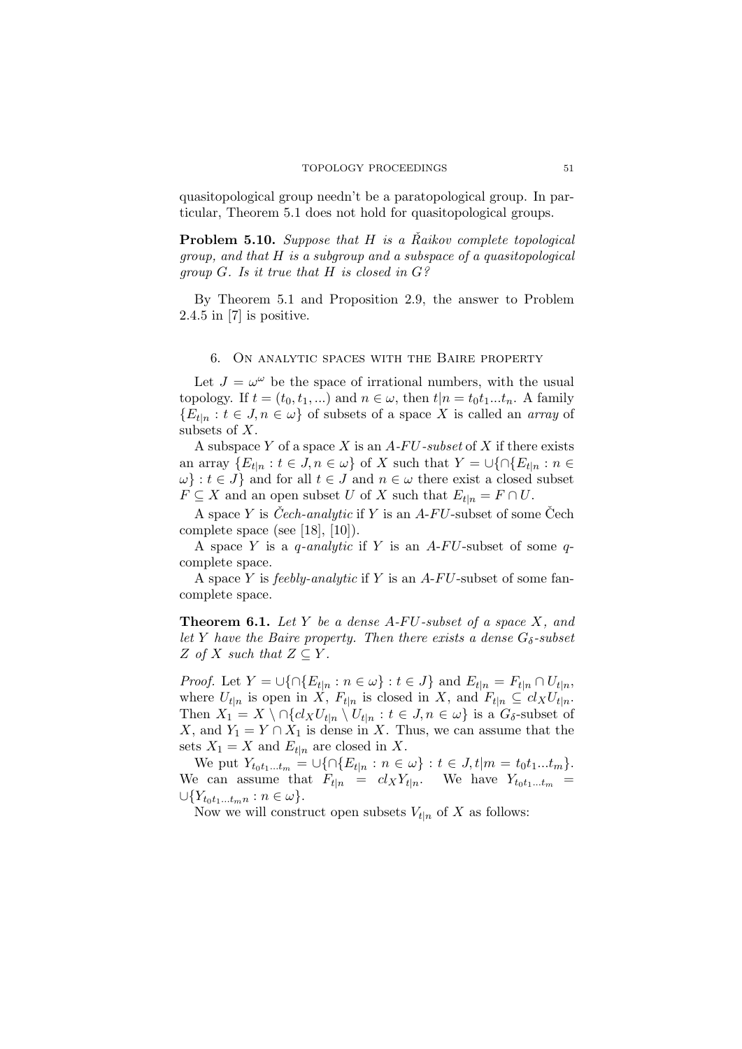quasitopological group needn't be a paratopological group. In particular, Theorem 5.1 does not hold for quasitopological groups.

**Problem 5.10.** *Suppose that $H$ is a Řaikov complete topological group, and that $H$ is a subgroup and a subspace of a quasitopological group $G$. Is it true that $H$ is closed in $G$?*

By Theorem 5.1 and Proposition 2.9, the answer to Problem 2.4.5 in [7] is positive.

## 6. On analytic spaces with the Baire property

Let $J = \omega^\omega$ be the space of irrational numbers, with the usual topology. If $t = (t_0, t_1, ...)$ and $n \in \omega$, then $t|n = t_0 t_1 ... t_n$. A family $\{E_{t|n} : t \in J, n \in \omega\}$ of subsets of a space $X$ is called an *array* of subsets of $X$.

A subspace $Y$ of a space $X$ is an *A-FU-subset* of $X$ if there exists an array $\{E_{t|n} : t \in J, n \in \omega\}$ of $X$ such that $Y = \cup\{\cap\{E_{t|n} : n \in \omega\} : t \in J\}$ and for all $t \in J$ and $n \in \omega$ there exist a closed subset $F \subseteq X$ and an open subset $U$ of $X$ such that $E_{t|n} = F \cap U$.

A space $Y$ is *Čech-analytic* if $Y$ is an $A$-$FU$-subset of some Čech complete space (see [18], [10]).

A space $Y$ is a *q-analytic* if $Y$ is an $A$-$FU$-subset of some $q$-complete space.

A space $Y$ is *feebly-analytic* if $Y$ is an $A$-$FU$-subset of some fan-complete space.

**Theorem 6.1.** *Let $Y$ be a dense A-FU-subset of a space $X$, and let $Y$ have the Baire property. Then there exists a dense $G_\delta$-subset $Z$ of $X$ such that $Z \subseteq Y$.*

*Proof.* Let $Y = \cup\{\cap\{E_{t|n} : n \in \omega\} : t \in J\}$ and $E_{t|n} = F_{t|n} \cap U_{t|n}$, where $U_{t|n}$ is open in $X$, $F_{t|n}$ is closed in $X$, and $F_{t|n} \subseteq cl_X U_{t|n}$. Then $X_1 = X \setminus \cap\{cl_X U_{t|n} \setminus U_{t|n} : t \in J, n \in \omega\}$ is a $G_\delta$-subset of $X$, and $Y_1 = Y \cap X_1$ is dense in $X$. Thus, we can assume that the sets $X_1 = X$ and $E_{t|n}$ are closed in $X$.

We put $Y_{t_0 t_1 ... t_m} = \cup\{\cap\{E_{t|n} : n \in \omega\} : t \in J, t|m = t_0 t_1 ... t_m\}$. We can assume that $F_{t|n} = cl_X Y_{t|n}$. We have $Y_{t_0 t_1 ... t_m} = \cup\{Y_{t_0 t_1 ... t_m n} : n \in \omega\}$.

Now we will construct open subsets $V_{t|n}$ of $X$ as follows: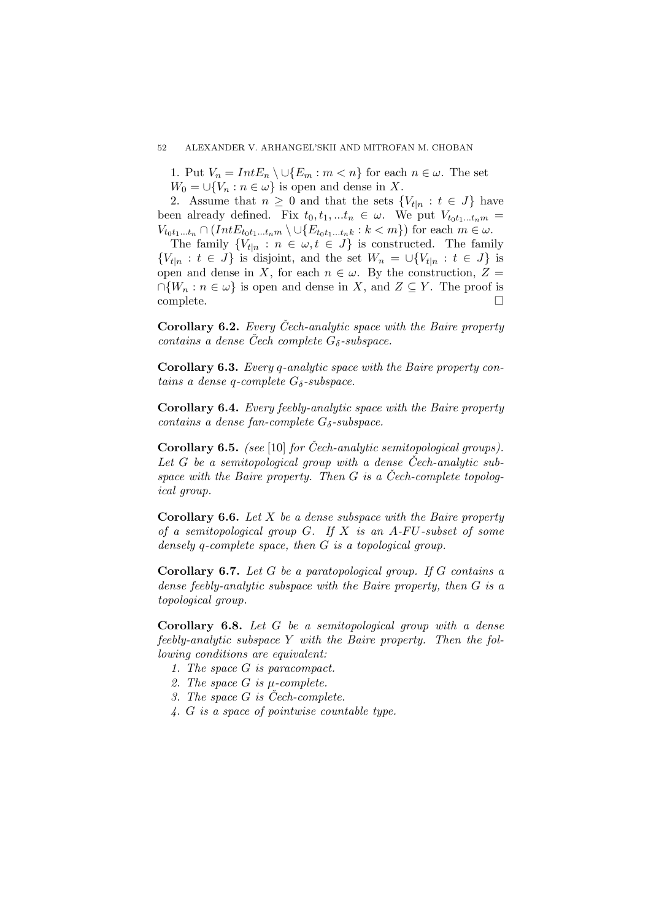1. Put $V_n = IntE_n \setminus \cup\{E_m : m < n\}$ for each $n \in \omega$. The set $W_0 = \cup\{V_n : n \in \omega\}$ is open and dense in $X$.

2. Assume that $n \geq 0$ and that the sets $\{V_{t|n} : t \in J\}$ have been already defined. Fix $t_0, t_1, ...t_n \in \omega$. We put $V_{t_0t_1...t_nm} = V_{t_0t_1...t_n} \cap (IntE_{t_0t_1...t_nm} \setminus \cup\{E_{t_0t_1...t_nk} : k < m\})$ for each $m \in \omega$.

The family $\{V_{t|n} : n \in \omega, t \in J\}$ is constructed. The family $\{V_{t|n} : t \in J\}$ is disjoint, and the set $W_n = \cup\{V_{t|n} : t \in J\}$ is open and dense in $X$, for each $n \in \omega$. By the construction, $Z = \cap\{W_n : n \in \omega\}$ is open and dense in $X$, and $Z \subseteq Y$. The proof is complete. □

**Corollary 6.2.** *Every Čech-analytic space with the Baire property contains a dense Čech complete $G_\delta$-subspace.*

**Corollary 6.3.** *Every q-analytic space with the Baire property contains a dense q-complete $G_\delta$-subspace.*

**Corollary 6.4.** *Every feebly-analytic space with the Baire property contains a dense fan-complete $G_\delta$-subspace.*

**Corollary 6.5.** *(see* [10] *for Čech-analytic semitopological groups). Let $G$ be a semitopological group with a dense Čech-analytic subspace with the Baire property. Then $G$ is a Čech-complete topological group.*

**Corollary 6.6.** *Let $X$ be a dense subspace with the Baire property of a semitopological group $G$. If $X$ is an A-FU-subset of some densely q-complete space, then $G$ is a topological group.*

**Corollary 6.7.** *Let $G$ be a paratopological group. If $G$ contains a dense feebly-analytic subspace with the Baire property, then $G$ is a topological group.*

**Corollary 6.8.** *Let $G$ be a semitopological group with a dense feebly-analytic subspace $Y$ with the Baire property. Then the following conditions are equivalent:*

*1. The space $G$ is paracompact.*

*2. The space $G$ is $\mu$-complete.*

*3. The space $G$ is Čech-complete.*

*4. $G$ is a space of pointwise countable type.*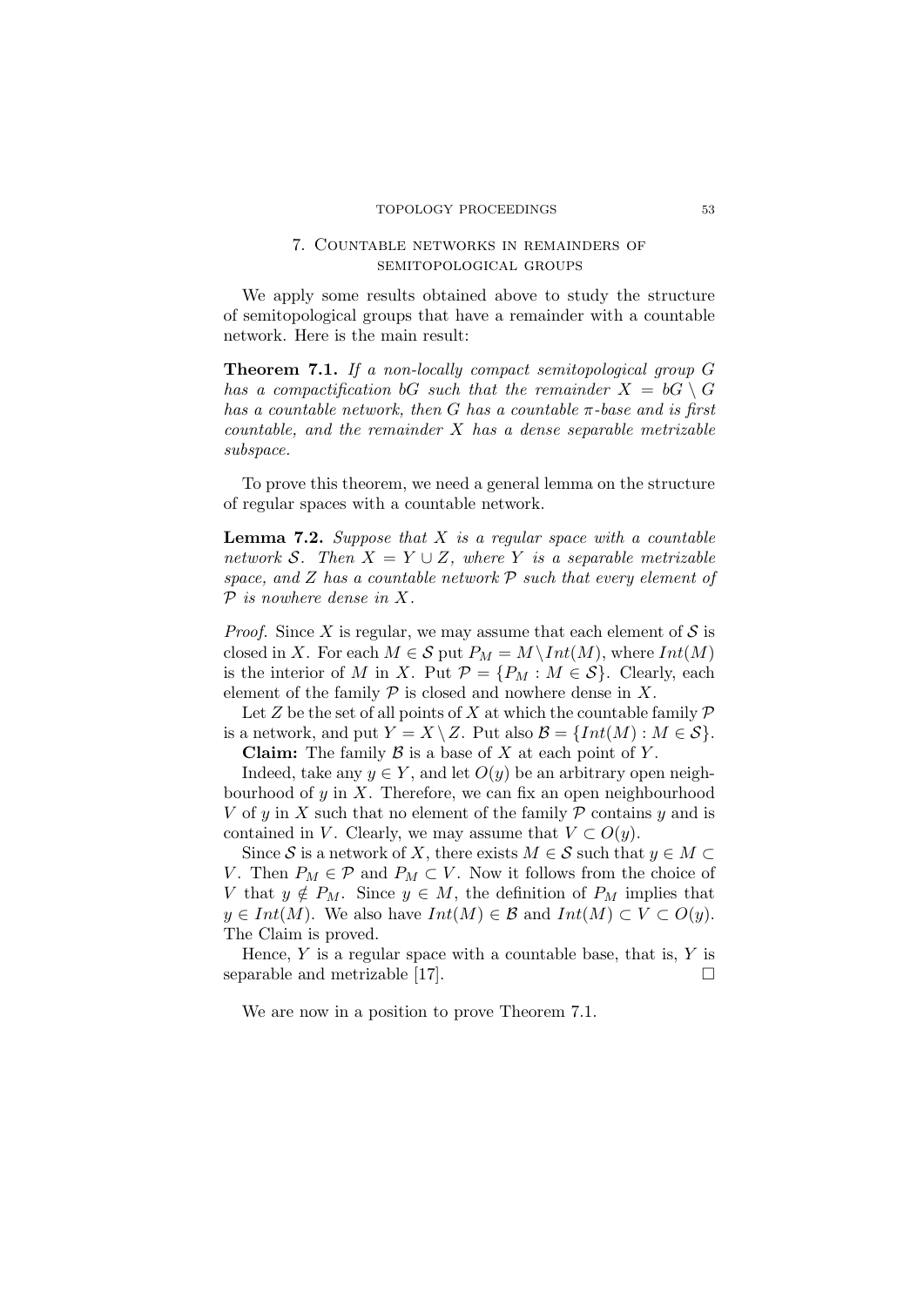## 7. Countable networks in remainders of semitopological groups

We apply some results obtained above to study the structure of semitopological groups that have a remainder with a countable network. Here is the main result:

**Theorem 7.1.** *If a non-locally compact semitopological group $G$ has a compactification $bG$ such that the remainder $X = bG \setminus G$ has a countable network, then $G$ has a countable $\pi$-base and is first countable, and the remainder $X$ has a dense separable metrizable subspace.*

To prove this theorem, we need a general lemma on the structure of regular spaces with a countable network.

**Lemma 7.2.** *Suppose that $X$ is a regular space with a countable network $\mathcal{S}$. Then $X = Y \cup Z$, where $Y$ is a separable metrizable space, and $Z$ has a countable network $\mathcal{P}$ such that every element of $\mathcal{P}$ is nowhere dense in $X$.*

*Proof.* Since $X$ is regular, we may assume that each element of $\mathcal{S}$ is closed in $X$. For each $M \in \mathcal{S}$ put $P_M = M \setminus Int(M)$, where $Int(M)$ is the interior of $M$ in $X$. Put $\mathcal{P} = \{P_M : M \in \mathcal{S}\}$. Clearly, each element of the family $\mathcal{P}$ is closed and nowhere dense in $X$.

Let $Z$ be the set of all points of $X$ at which the countable family $\mathcal{P}$ is a network, and put $Y = X \setminus Z$. Put also $\mathcal{B} = \{Int(M) : M \in \mathcal{S}\}$.

**Claim:** The family $\mathcal{B}$ is a base of $X$ at each point of $Y$.

Indeed, take any $y \in Y$, and let $O(y)$ be an arbitrary open neighbourhood of $y$ in $X$. Therefore, we can fix an open neighbourhood $V$ of $y$ in $X$ such that no element of the family $\mathcal{P}$ contains $y$ and is contained in $V$. Clearly, we may assume that $V \subset O(y)$.

Since $\mathcal{S}$ is a network of $X$, there exists $M \in \mathcal{S}$ such that $y \in M \subset V$. Then $P_M \in \mathcal{P}$ and $P_M \subset V$. Now it follows from the choice of $V$ that $y \notin P_M$. Since $y \in M$, the definition of $P_M$ implies that $y \in Int(M)$. We also have $Int(M) \in \mathcal{B}$ and $Int(M) \subset V \subset O(y)$. The Claim is proved.

Hence, $Y$ is a regular space with a countable base, that is, $Y$ is separable and metrizable [17]. □

We are now in a position to prove Theorem 7.1.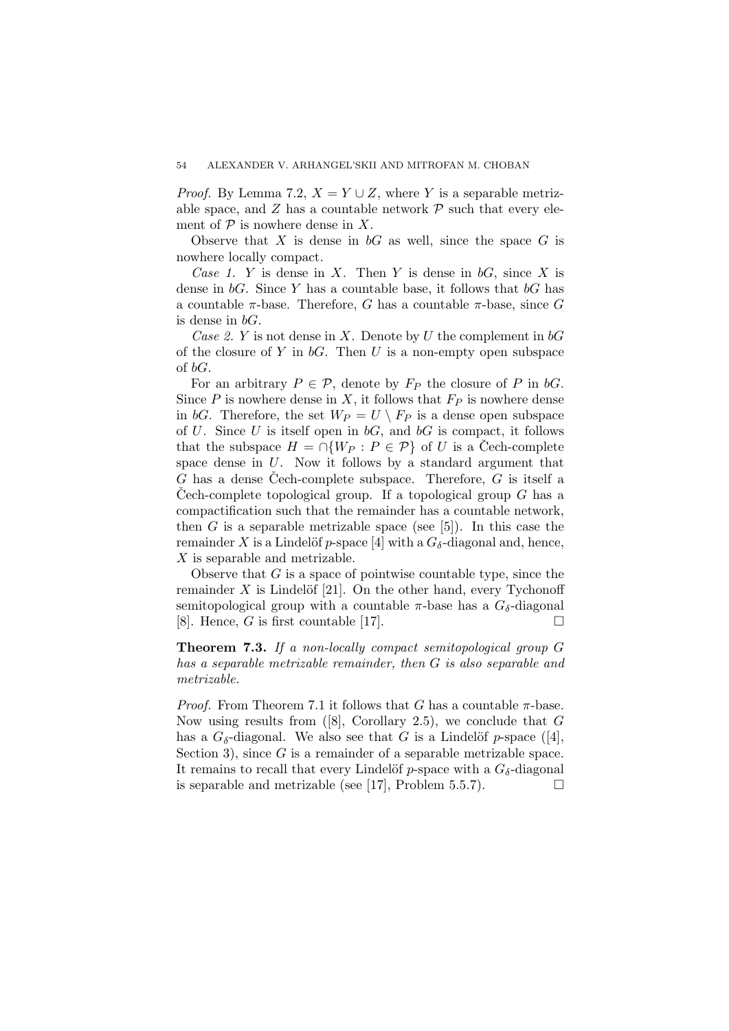*Proof.* By Lemma 7.2, $X = Y \cup Z$, where $Y$ is a separable metrizable space, and $Z$ has a countable network $\mathcal{P}$ such that every element of $\mathcal{P}$ is nowhere dense in $X$.

Observe that $X$ is dense in $bG$ as well, since the space $G$ is nowhere locally compact.

*Case 1.* $Y$ is dense in $X$. Then $Y$ is dense in $bG$, since $X$ is dense in $bG$. Since $Y$ has a countable base, it follows that $bG$ has a countable $\pi$-base. Therefore, $G$ has a countable $\pi$-base, since $G$ is dense in $bG$.

*Case 2.* $Y$ is not dense in $X$. Denote by $U$ the complement in $bG$ of the closure of $Y$ in $bG$. Then $U$ is a non-empty open subspace of $bG$.

For an arbitrary $P \in \mathcal{P}$, denote by $F_P$ the closure of $P$ in $bG$. Since $P$ is nowhere dense in $X$, it follows that $F_P$ is nowhere dense in $bG$. Therefore, the set $W_P = U \setminus F_P$ is a dense open subspace of $U$. Since $U$ is itself open in $bG$, and $bG$ is compact, it follows that the subspace $H = \cap\{W_P : P \in \mathcal{P}\}$ of $U$ is a Čech-complete space dense in $U$. Now it follows by a standard argument that $G$ has a dense Čech-complete subspace. Therefore, $G$ is itself a Čech-complete topological group. If a topological group $G$ has a compactification such that the remainder has a countable network, then $G$ is a separable metrizable space (see [5]). In this case the remainder $X$ is a Lindelöf $p$-space [4] with a $G_\delta$-diagonal and, hence, $X$ is separable and metrizable.

Observe that $G$ is a space of pointwise countable type, since the remainder $X$ is Lindelöf [21]. On the other hand, every Tychonoff semitopological group with a countable $\pi$-base has a $G_\delta$-diagonal [8]. Hence, $G$ is first countable [17]. □

**Theorem 7.3.** *If a non-locally compact semitopological group $G$ has a separable metrizable remainder, then $G$ is also separable and metrizable.*

*Proof.* From Theorem 7.1 it follows that $G$ has a countable $\pi$-base. Now using results from ([8], Corollary 2.5), we conclude that $G$ has a $G_\delta$-diagonal. We also see that $G$ is a Lindelöf $p$-space ([4], Section 3), since $G$ is a remainder of a separable metrizable space. It remains to recall that every Lindelöf $p$-space with a $G_\delta$-diagonal is separable and metrizable (see [17], Problem 5.5.7). □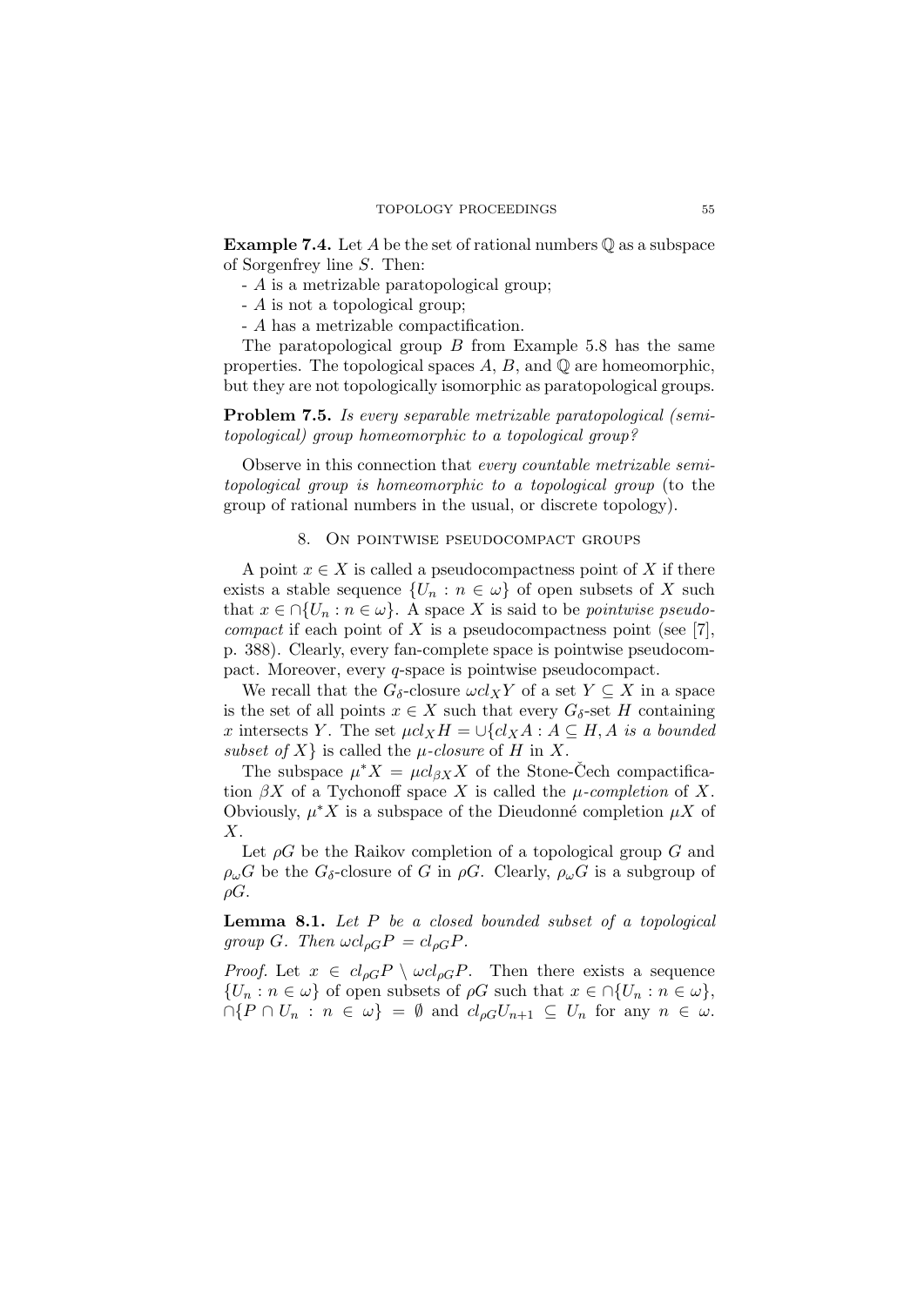**Example 7.4.** Let $A$ be the set of rational numbers $\mathbb{Q}$ as a subspace of Sorgenfrey line $S$. Then:

- $A$ is a metrizable paratopological group;
- $A$ is not a topological group;
- $A$ has a metrizable compactification.

The paratopological group $B$ from Example 5.8 has the same properties. The topological spaces $A$, $B$, and $\mathbb{Q}$ are homeomorphic, but they are not topologically isomorphic as paratopological groups.

**Problem 7.5.** *Is every separable metrizable paratopological (semitopological) group homeomorphic to a topological group?*

Observe in this connection that *every countable metrizable semitopological group is homeomorphic to a topological group* (to the group of rational numbers in the usual, or discrete topology).

## 8. On pointwise pseudocompact groups

A point $x \in X$ is called a pseudocompactness point of $X$ if there exists a stable sequence $\{U_n : n \in \omega\}$ of open subsets of $X$ such that $x \in \cap\{U_n : n \in \omega\}$. A space $X$ is said to be *pointwise pseudocompact* if each point of $X$ is a pseudocompactness point (see [7], p. 388). Clearly, every fan-complete space is pointwise pseudocompact. Moreover, every $q$-space is pointwise pseudocompact.

We recall that the $G_\delta$-closure $\omega cl_X Y$ of a set $Y \subseteq X$ in a space is the set of all points $x \in X$ such that every $G_\delta$-set $H$ containing $x$ intersects $Y$. The set $\mu cl_X H = \cup\{cl_X A : A \subseteq H, A$ *is a bounded subset of* $X\}$ is called the *$\mu$-closure* of $H$ in $X$.

The subspace $\mu^* X = \mu cl_{\beta X} X$ of the Stone-Čech compactification $\beta X$ of a Tychonoff space $X$ is called the *$\mu$-completion* of $X$. Obviously, $\mu^* X$ is a subspace of the Dieudonné completion $\mu X$ of $X$.

Let $\rho G$ be the Raikov completion of a topological group $G$ and $\rho_\omega G$ be the $G_\delta$-closure of $G$ in $\rho G$. Clearly, $\rho_\omega G$ is a subgroup of $\rho G$.

**Lemma 8.1.** *Let $P$ be a closed bounded subset of a topological group $G$. Then $\omega cl_{\rho G} P = cl_{\rho G} P$.*

*Proof.* Let $x \in cl_{\rho G} P \setminus \omega cl_{\rho G} P$. Then there exists a sequence $\{U_n : n \in \omega\}$ of open subsets of $\rho G$ such that $x \in \cap\{U_n : n \in \omega\}$, $\cap\{P \cap U_n : n \in \omega\} = \emptyset$ and $cl_{\rho G} U_{n+1} \subseteq U_n$ for any $n \in \omega$.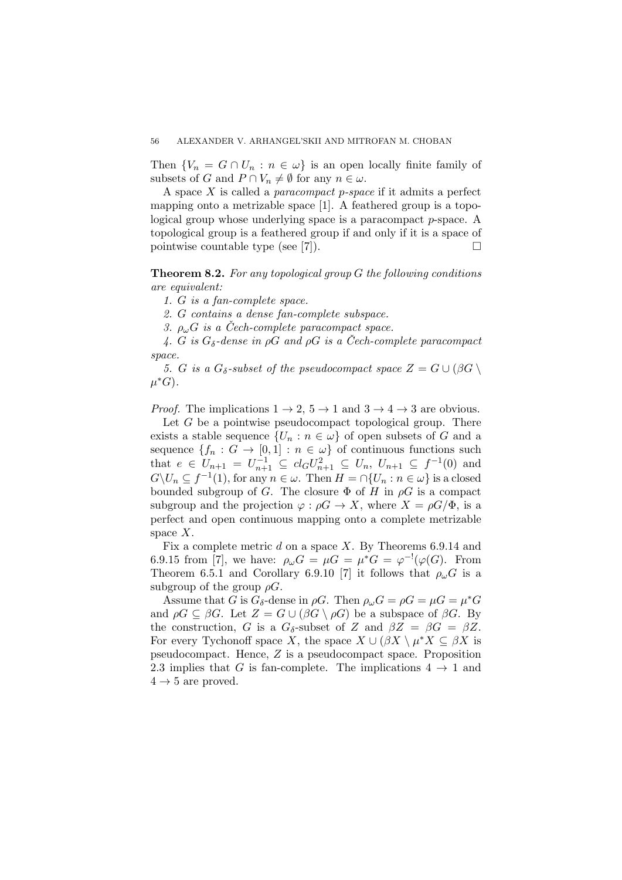Then $\{V_n = G \cap U_n : n \in \omega\}$ is an open locally finite family of subsets of $G$ and $P \cap V_n \neq \emptyset$ for any $n \in \omega$.

A space $X$ is called a *paracompact p-space* if it admits a perfect mapping onto a metrizable space [1]. A feathered group is a topological group whose underlying space is a paracompact $p$-space. A topological group is a feathered group if and only if it is a space of pointwise countable type (see [7]). $\square$

**Theorem 8.2.** *For any topological group $G$ the following conditions are equivalent:*

*1. $G$ is a fan-complete space.*

*2. $G$ contains a dense fan-complete subspace.*

*3. $\rho_\omega G$ is a Čech-complete paracompact space.*

*4. $G$ is $G_\delta$-dense in $\rho G$ and $\rho G$ is a Čech-complete paracompact space.*

*5. $G$ is a $G_\delta$-subset of the pseudocompact space $Z = G \cup (\beta G \setminus \mu^* G)$.*

*Proof.* The implications $1 \to 2$, $5 \to 1$ and $3 \to 4 \to 3$ are obvious.

Let $G$ be a pointwise pseudocompact topological group. There exists a stable sequence $\{U_n : n \in \omega\}$ of open subsets of $G$ and a sequence $\{f_n : G \to [0,1] : n \in \omega\}$ of continuous functions such that $e \in U_{n+1} = U_{n+1}^{-1} \subseteq cl_G U_{n+1}^2 \subseteq U_n$, $U_{n+1} \subseteq f^{-1}(0)$ and $G \setminus U_n \subseteq f^{-1}(1)$, for any $n \in \omega$. Then $H = \cap\{U_n : n \in \omega\}$ is a closed bounded subgroup of $G$. The closure $\Phi$ of $H$ in $\rho G$ is a compact subgroup and the projection $\varphi : \rho G \to X$, where $X = \rho G / \Phi$, is a perfect and open continuous mapping onto a complete metrizable space $X$.

Fix a complete metric $d$ on a space $X$. By Theorems 6.9.14 and 6.9.15 from [7], we have: $\rho_\omega G = \mu G = \mu^* G = \varphi^{-!}(\varphi(G)$. From Theorem 6.5.1 and Corollary 6.9.10 [7] it follows that $\rho_\omega G$ is a subgroup of the group $\rho G$.

Assume that $G$ is $G_\delta$-dense in $\rho G$. Then $\rho_\omega G = \rho G = \mu G = \mu^* G$ and $\rho G \subseteq \beta G$. Let $Z = G \cup (\beta G \setminus \rho G)$ be a subspace of $\beta G$. By the construction, $G$ is a $G_\delta$-subset of $Z$ and $\beta Z = \beta G = \beta Z$. For every Tychonoff space $X$, the space $X \cup (\beta X \setminus \mu^* X \subseteq \beta X$ is pseudocompact. Hence, $Z$ is a pseudocompact space. Proposition 2.3 implies that $G$ is fan-complete. The implications $4 \to 1$ and $4 \to 5$ are proved.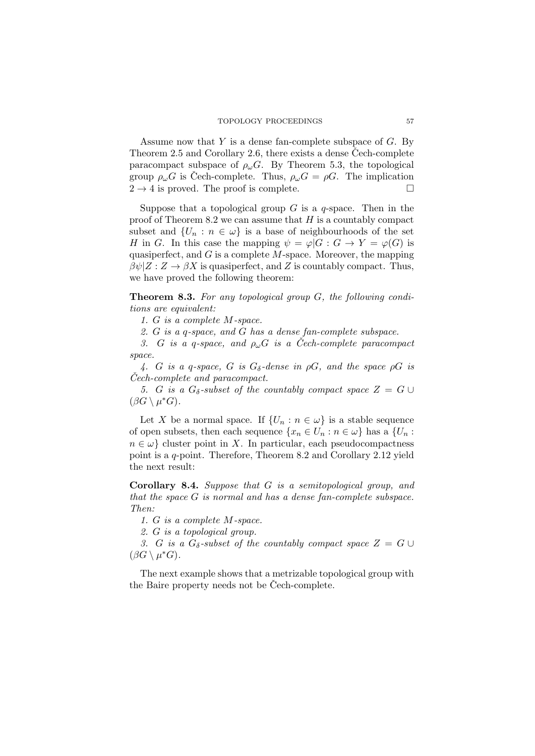Assume now that $Y$ is a dense fan-complete subspace of $G$. By Theorem 2.5 and Corollary 2.6, there exists a dense Čech-complete paracompact subspace of $\rho_\omega G$. By Theorem 5.3, the topological group $\rho_\omega G$ is Čech-complete. Thus, $\rho_\omega G = \rho G$. The implication $2 \to 4$ is proved. The proof is complete. □

Suppose that a topological group $G$ is a $q$-space. Then in the proof of Theorem 8.2 we can assume that $H$ is a countably compact subset and $\{U_n : n \in \omega\}$ is a base of neighbourhoods of the set $H$ in $G$. In this case the mapping $\psi = \varphi|G : G \to Y = \varphi(G)$ is quasiperfect, and $G$ is a complete $M$-space. Moreover, the mapping $\beta\psi|Z : Z \to \beta X$ is quasiperfect, and $Z$ is countably compact. Thus, we have proved the following theorem:

**Theorem 8.3.** *For any topological group $G$, the following conditions are equivalent:*

*1. $G$ is a complete $M$-space.*

*2. $G$ is a $q$-space, and $G$ has a dense fan-complete subspace.*

*3. $G$ is a $q$-space, and $\rho_\omega G$ is a Čech-complete paracompact space.*

*4. $G$ is a $q$-space, $G$ is $G_\delta$-dense in $\rho G$, and the space $\rho G$ is Čech-complete and paracompact.*

*5. $G$ is a $G_\delta$-subset of the countably compact space $Z = G \cup (\beta G \setminus \mu^* G)$.*

Let $X$ be a normal space. If $\{U_n : n \in \omega\}$ is a stable sequence of open subsets, then each sequence $\{x_n \in U_n : n \in \omega\}$ has a $\{U_n : n \in \omega\}$ cluster point in $X$. In particular, each pseudocompactness point is a $q$-point. Therefore, Theorem 8.2 and Corollary 2.12 yield the next result:

**Corollary 8.4.** *Suppose that $G$ is a semitopological group, and that the space $G$ is normal and has a dense fan-complete subspace. Then:*

*1. $G$ is a complete $M$-space.*

*2. $G$ is a topological group.*

*3. $G$ is a $G_\delta$-subset of the countably compact space $Z = G \cup (\beta G \setminus \mu^* G)$.*

The next example shows that a metrizable topological group with the Baire property needs not be Čech-complete.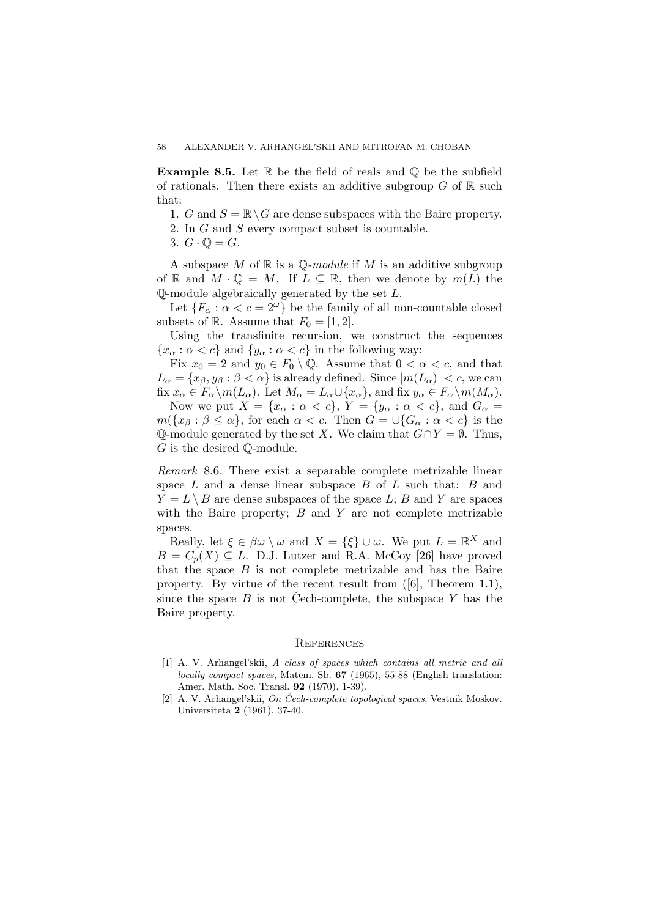**Example 8.5.** Let $\mathbb{R}$ be the field of reals and $\mathbb{Q}$ be the subfield of rationals. Then there exists an additive subgroup $G$ of $\mathbb{R}$ such that:

1. $G$ and $S = \mathbb{R} \setminus G$ are dense subspaces with the Baire property.
2. In $G$ and $S$ every compact subset is countable.
3. $G \cdot \mathbb{Q} = G$.

A subspace $M$ of $\mathbb{R}$ is a $\mathbb{Q}$-*module* if $M$ is an additive subgroup of $\mathbb{R}$ and $M \cdot \mathbb{Q} = M$. If $L \subseteq \mathbb{R}$, then we denote by $m(L)$ the $\mathbb{Q}$-module algebraically generated by the set $L$.

Let $\{F_\alpha : \alpha < c = 2^\omega\}$ be the family of all non-countable closed subsets of $\mathbb{R}$. Assume that $F_0 = [1, 2]$.

Using the transfinite recursion, we construct the sequences $\{x_\alpha : \alpha < c\}$ and $\{y_\alpha : \alpha < c\}$ in the following way:

Fix $x_0 = 2$ and $y_0 \in F_0 \setminus \mathbb{Q}$. Assume that $0 < \alpha < c$, and that $L_\alpha = \{x_\beta, y_\beta : \beta < \alpha\}$ is already defined. Since $|m(L_\alpha)| < c$, we can fix $x_\alpha \in F_\alpha \setminus m(L_\alpha)$. Let $M_\alpha = L_\alpha \cup \{x_\alpha\}$, and fix $y_\alpha \in F_\alpha \setminus m(M_\alpha)$.

Now we put $X = \{x_\alpha : \alpha < c\}$, $Y = \{y_\alpha : \alpha < c\}$, and $G_\alpha = m(\{x_\beta : \beta \leq \alpha\})$, for each $\alpha < c$. Then $G = \cup\{G_\alpha : \alpha < c\}$ is the $\mathbb{Q}$-module generated by the set $X$. We claim that $G \cap Y = \emptyset$. Thus, $G$ is the desired $\mathbb{Q}$-module.

*Remark* 8.6. There exist a separable complete metrizable linear space $L$ and a dense linear subspace $B$ of $L$ such that: $B$ and $Y = L \setminus B$ are dense subspaces of the space $L$; $B$ and $Y$ are spaces with the Baire property; $B$ and $Y$ are not complete metrizable spaces.

Really, let $\xi \in \beta\omega \setminus \omega$ and $X = \{\xi\} \cup \omega$. We put $L = \mathbb{R}^X$ and $B = C_p(X) \subseteq L$. D.J. Lutzer and R.A. McCoy [26] have proved that the space $B$ is not complete metrizable and has the Baire property. By virtue of the recent result from ([6], Theorem 1.1), since the space $B$ is not Čech-complete, the subspace $Y$ has the Baire property.

## References

[1] A. V. Arhangel'skii, *A class of spaces which contains all metric and all locally compact spaces*, Matem. Sb. **67** (1965), 55-88 (English translation: Amer. Math. Soc. Transl. **92** (1970), 1-39).

[2] A. V. Arhangel'skii, *On Čech-complete topological spaces*, Vestnik Moskov. Universiteta **2** (1961), 37-40.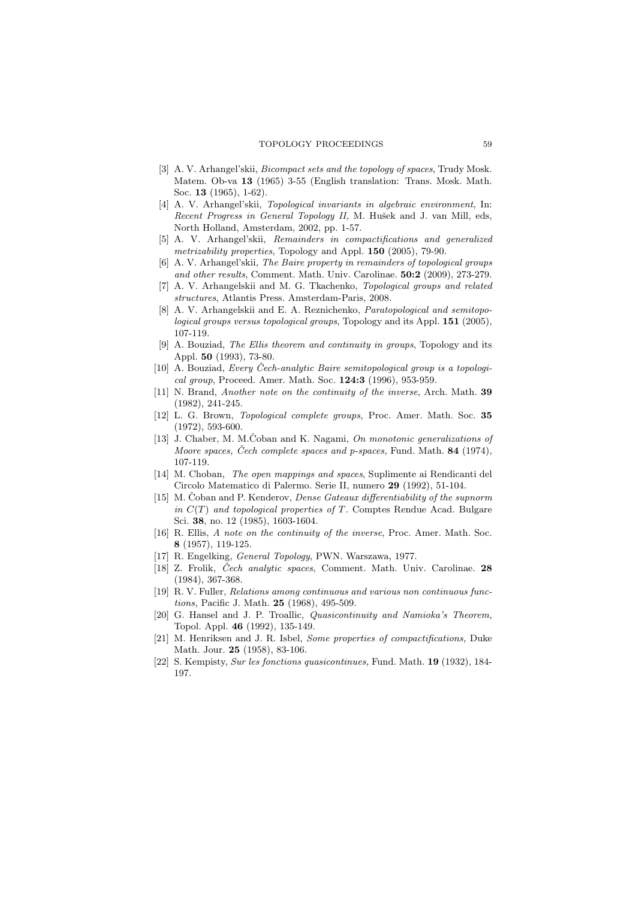[3] A. V. Arhangel'skii, *Bicompact sets and the topology of spaces*, Trudy Mosk. Matem. Ob-va **13** (1965) 3-55 (English translation: Trans. Mosk. Math. Soc. **13** (1965), 1-62).

[4] A. V. Arhangel'skii, *Topological invariants in algebraic environment*, In: *Recent Progress in General Topology II,* M. Hušek and J. van Mill, eds, North Holland, Amsterdam, 2002, pp. 1-57.

[5] A. V. Arhangel'skii, *Remainders in compactifications and generalized metrizability properties*, Topology and Appl. **150** (2005), 79-90.

[6] A. V. Arhangel'skii, *The Baire property in remainders of topological groups and other results*, Comment. Math. Univ. Carolinae. **50:2** (2009), 273-279.

[7] A. V. Arhangelskii and M. G. Tkachenko, *Topological groups and related structures*, Atlantis Press. Amsterdam-Paris, 2008.

[8] A. V. Arhangelskii and E. A. Reznichenko, *Paratopological and semitopological groups versus topological groups*, Topology and its Appl. **151** (2005), 107-119.

[9] A. Bouziad, *The Ellis theorem and continuity in groups*, Topology and its Appl. **50** (1993), 73-80.

[10] A. Bouziad, *Every Čech-analytic Baire semitopological group is a topological group*, Proceed. Amer. Math. Soc. **124:3** (1996), 953-959.

[11] N. Brand, *Another note on the continuity of the inverse*, Arch. Math. **39** (1982), 241-245.

[12] L. G. Brown, *Topological complete groups,* Proc. Amer. Math. Soc. **35** (1972), 593-600.

[13] J. Chaber, M. M.Čoban and K. Nagami, *On monotonic generalizations of Moore spaces, Čech complete spaces and p-spaces,* Fund. Math. **84** (1974), 107-119.

[14] M. Choban, *The open mappings and spaces*, Suplimente ai Rendicanti del Circolo Matematico di Palermo. Serie II, numero **29** (1992), 51-104.

[15] M. Čoban and P. Kenderov, *Dense Gateaux differentiability of the supnorm in $C(T)$ and topological properties of $T$*. Comptes Rendue Acad. Bulgare Sci. **38**, no. 12 (1985), 1603-1604.

[16] R. Ellis, *A note on the continuity of the inverse*, Proc. Amer. Math. Soc. **8** (1957), 119-125.

[17] R. Engelking, *General Topology*, PWN. Warszawa, 1977.

[18] Z. Frolik, *Čech analytic spaces*, Comment. Math. Univ. Carolinae. **28** (1984), 367-368.

[19] R. V. Fuller, *Relations among continuous and various non continuous functions,* Pacific J. Math. **25** (1968), 495-509.

[20] G. Hansel and J. P. Troallic, *Quasicontinuity and Namioka's Theorem,* Topol. Appl. **46** (1992), 135-149.

[21] M. Henriksen and J. R. Isbel, *Some properties of compactifications,* Duke Math. Jour. **25** (1958), 83-106.

[22] S. Kempisty, *Sur les fonctions quasicontinues,* Fund. Math. **19** (1932), 184-197.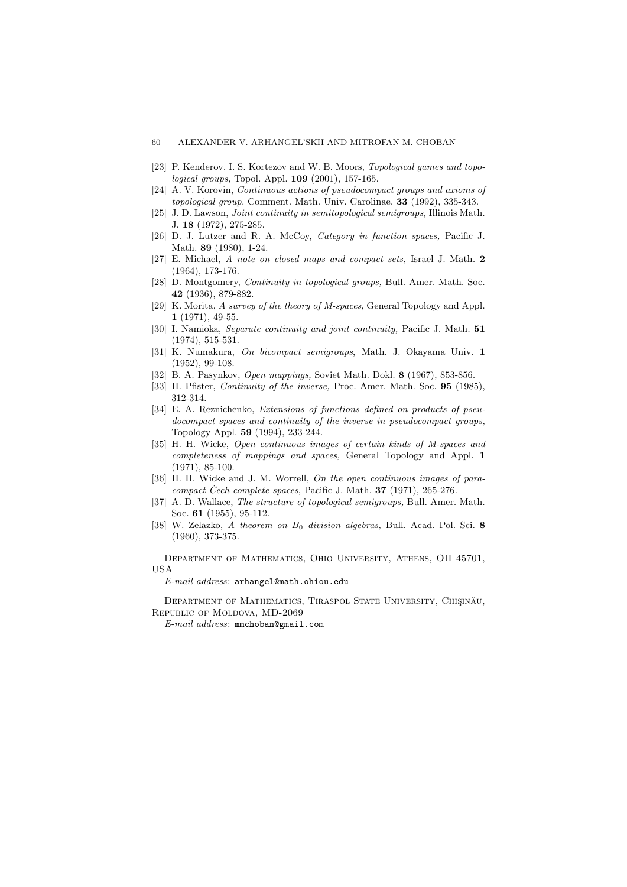[23] P. Kenderov, I. S. Kortezov and W. B. Moors, *Topological games and topological groups,* Topol. Appl. **109** (2001), 157-165.

[24] A. V. Korovin, *Continuous actions of pseudocompact groups and axioms of topological group.* Comment. Math. Univ. Carolinae. **33** (1992), 335-343.

[25] J. D. Lawson, *Joint continuity in semitopological semigroups,* Illinois Math. J. **18** (1972), 275-285.

[26] D. J. Lutzer and R. A. McCoy, *Category in function spaces,* Pacific J. Math. **89** (1980), 1-24.

[27] E. Michael, *A note on closed maps and compact sets,* Israel J. Math. **2** (1964), 173-176.

[28] D. Montgomery, *Continuity in topological groups,* Bull. Amer. Math. Soc. **42** (1936), 879-882.

[29] K. Morita, *A survey of the theory of M-spaces*, General Topology and Appl. **1** (1971), 49-55.

[30] I. Namioka, *Separate continuity and joint continuity,* Pacific J. Math. **51** (1974), 515-531.

[31] K. Numakura, *On bicompact semigroups*, Math. J. Okayama Univ. **1** (1952), 99-108.

[32] B. A. Pasynkov, *Open mappings,* Soviet Math. Dokl. **8** (1967), 853-856.

[33] H. Pfister, *Continuity of the inverse,* Proc. Amer. Math. Soc. **95** (1985), 312-314.

[34] E. A. Reznichenko, *Extensions of functions defined on products of pseudocompact spaces and continuity of the inverse in pseudocompact groups,* Topology Appl. **59** (1994), 233-244.

[35] H. H. Wicke, *Open continuous images of certain kinds of M-spaces and completeness of mappings and spaces*, General Topology and Appl. **1** (1971), 85-100.

[36] H. H. Wicke and J. M. Worrell, *On the open continuous images of paracompact Čech complete spaces*, Pacific J. Math. **37** (1971), 265-276.

[37] A. D. Wallace, *The structure of topological semigroups,* Bull. Amer. Math. Soc. **61** (1955), 95-112.

[38] W. Zelazko, *A theorem on $B_0$ division algebras,* Bull. Acad. Pol. Sci. **8** (1960), 373-375.

Department of Mathematics, Ohio University, Athens, OH 45701, USA

*E-mail address*: `arhangel@math.ohiou.edu`

Department of Mathematics, Tiraspol State University, Chişinău, Republic of Moldova, MD-2069

*E-mail address*: `mmchoban@gmail.com`